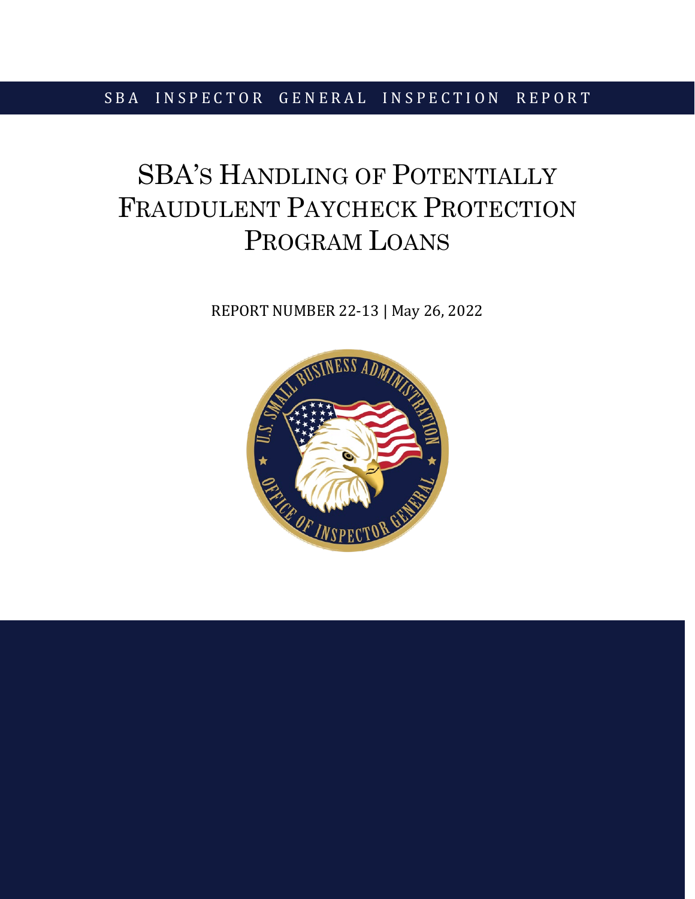SBA INSPECTOR GENERAL INSPECTION REPORT

# SBA's Handling of Potentially Fraudulent Paycheck Protection Program Loans

REPORT NUMBER 22-13 | May 26, 2022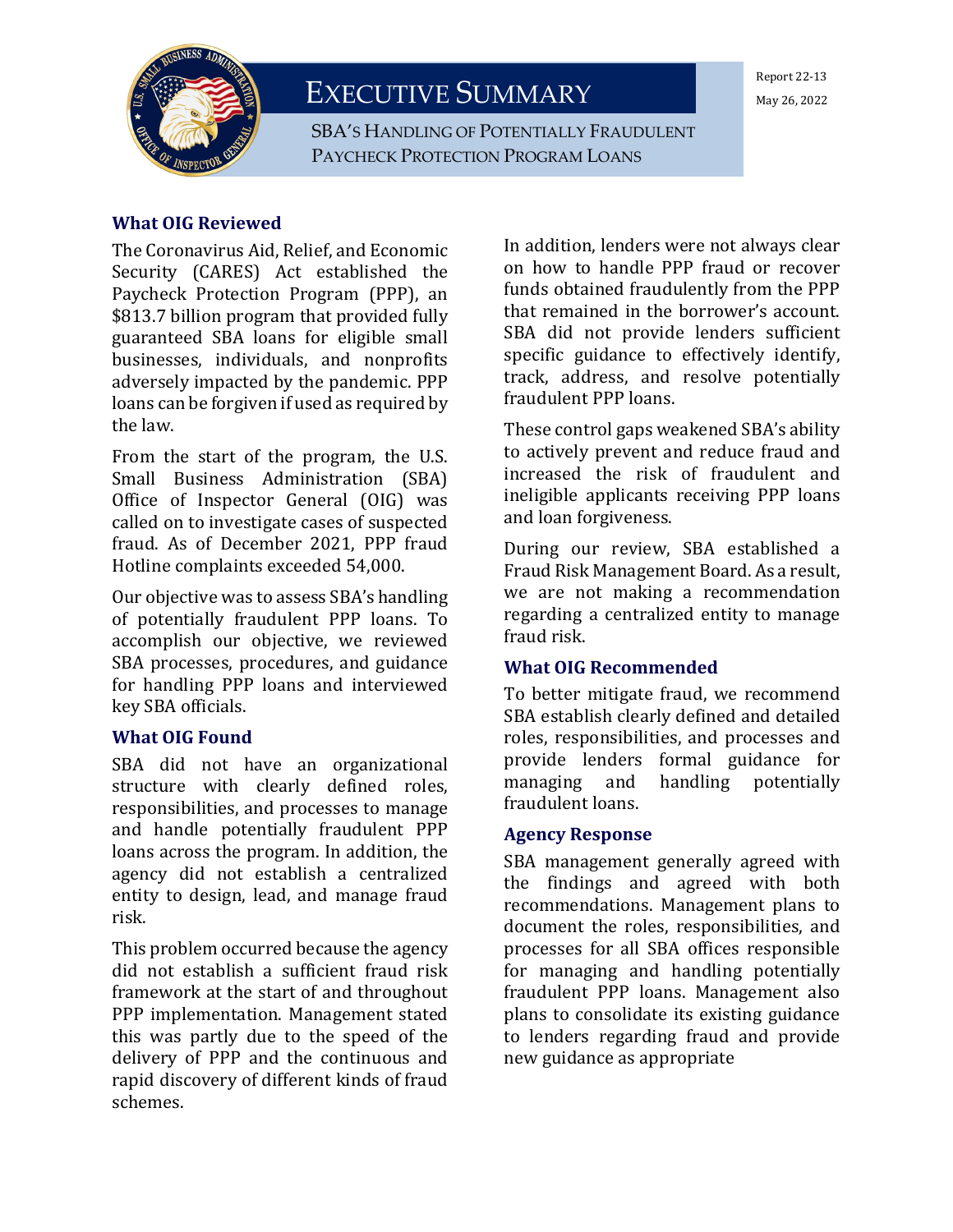# EXECUTIVE SUMMARY

Report 22-13

May 26, 2022

SBA'S HANDLING OF POTENTIALLY FRAUDULENT PAYCHECK PROTECTION PROGRAM LOANS

### What OIG Reviewed

The Coronavirus Aid, Relief, and Economic Security (CARES) Act established the Paycheck Protection Program (PPP), an $813.7 billion program that provided fully guaranteed SBA loans for eligible small businesses, individuals, and nonprofits adversely impacted by the pandemic. PPP loans can be forgiven if used as required by the law.

From the start of the program, the U.S. Small Business Administration (SBA) Office of Inspector General (OIG) was called on to investigate cases of suspected fraud. As of December 2021, PPP fraud Hotline complaints exceeded 54,000.

Our objective was to assess SBA's handling of potentially fraudulent PPP loans. To accomplish our objective, we reviewed SBA processes, procedures, and guidance for handling PPP loans and interviewed key SBA officials.

### What OIG Found

SBA did not have an organizational structure with clearly defined roles, responsibilities, and processes to manage and handle potentially fraudulent PPP loans across the program. In addition, the agency did not establish a centralized entity to design, lead, and manage fraud risk.

This problem occurred because the agency did not establish a sufficient fraud risk framework at the start of and throughout PPP implementation. Management stated this was partly due to the speed of the delivery of PPP and the continuous and rapid discovery of different kinds of fraud schemes.

In addition, lenders were not always clear on how to handle PPP fraud or recover funds obtained fraudulently from the PPP that remained in the borrower's account. SBA did not provide lenders sufficient specific guidance to effectively identify, track, address, and resolve potentially fraudulent PPP loans.

These control gaps weakened SBA's ability to actively prevent and reduce fraud and increased the risk of fraudulent and ineligible applicants receiving PPP loans and loan forgiveness.

During our review, SBA established a Fraud Risk Management Board. As a result, we are not making a recommendation regarding a centralized entity to manage fraud risk.

### What OIG Recommended

To better mitigate fraud, we recommend SBA establish clearly defined and detailed roles, responsibilities, and processes and provide lenders formal guidance for managing and handling potentially fraudulent loans.

### Agency Response

SBA management generally agreed with the findings and agreed with both recommendations. Management plans to document the roles, responsibilities, and processes for all SBA offices responsible for managing and handling potentially fraudulent PPP loans. Management also plans to consolidate its existing guidance to lenders regarding fraud and provide new guidance as appropriate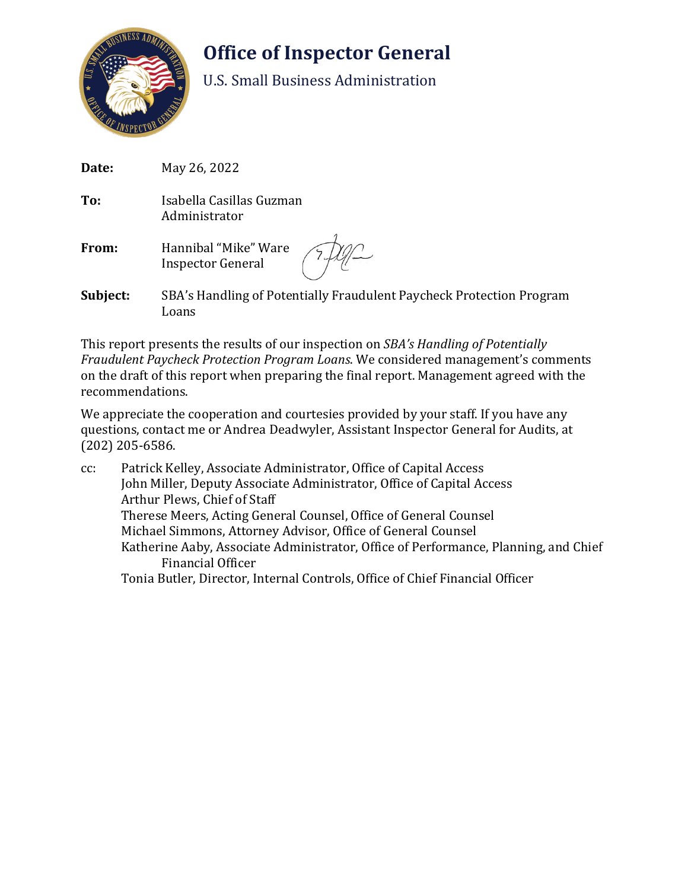# Office of Inspector General

U.S. Small Business Administration

**Date:** May 26, 2022

**To:** Isabella Casillas Guzman
Administrator

**From:** Hannibal "Mike" Ware
Inspector General

**Subject:** SBA's Handling of Potentially Fraudulent Paycheck Protection Program Loans

This report presents the results of our inspection on *SBA's Handling of Potentially Fraudulent Paycheck Protection Program Loans*. We considered management's comments on the draft of this report when preparing the final report. Management agreed with the recommendations.

We appreciate the cooperation and courtesies provided by your staff. If you have any questions, contact me or Andrea Deadwyler, Assistant Inspector General for Audits, at (202) 205-6586.

cc: Patrick Kelley, Associate Administrator, Office of Capital Access
John Miller, Deputy Associate Administrator, Office of Capital Access
Arthur Plews, Chief of Staff
Therese Meers, Acting General Counsel, Office of General Counsel
Michael Simmons, Attorney Advisor, Office of General Counsel
Katherine Aaby, Associate Administrator, Office of Performance, Planning, and Chief Financial Officer
Tonia Butler, Director, Internal Controls, Office of Chief Financial Officer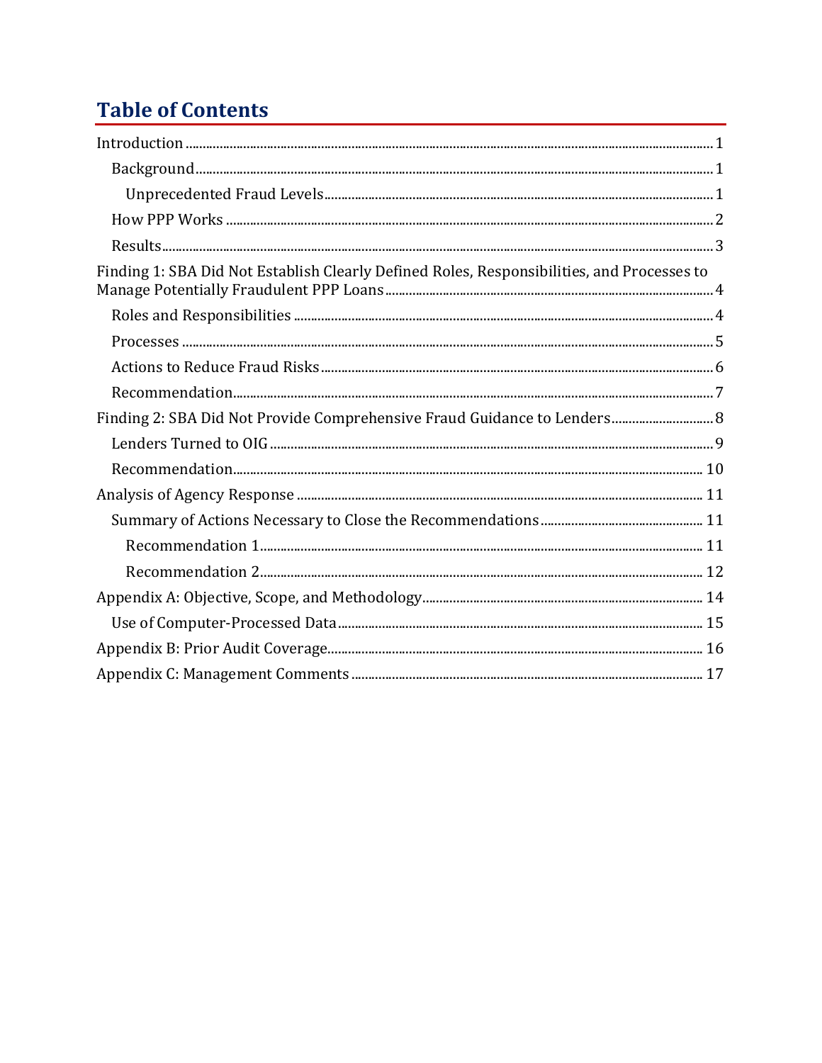# Table of Contents

- Introduction ........................................................................................................................................ 1
  - Background ..................................................................................................................................... 1
    - Unprecedented Fraud Levels ................................................................................................. 1
  - How PPP Works ............................................................................................................................. 2
  - Results ............................................................................................................................................. 3
- Finding 1: SBA Did Not Establish Clearly Defined Roles, Responsibilities, and Processes to Manage Potentially Fraudulent PPP Loans ............................................................................................ 4
  - Roles and Responsibilities ......................................................................................................... 4
  - Processes ........................................................................................................................................ 5
  - Actions to Reduce Fraud Risks .................................................................................................. 6
  - Recommendation ........................................................................................................................... 7
- Finding 2: SBA Did Not Provide Comprehensive Fraud Guidance to Lenders ............................. 8
  - Lenders Turned to OIG ................................................................................................................. 9
  - Recommendation ......................................................................................................................... 10
- Analysis of Agency Response ...................................................................................................... 11
  - Summary of Actions Necessary to Close the Recommendations ............................................... 11
    - Recommendation 1 ................................................................................................................ 11
    - Recommendation 2 ................................................................................................................ 12
- Appendix A: Objective, Scope, and Methodology ................................................................................ 14
  - Use of Computer-Processed Data ......................................................................................... 15
- Appendix B: Prior Audit Coverage ............................................................................................ 16
- Appendix C: Management Comments ...................................................................................... 17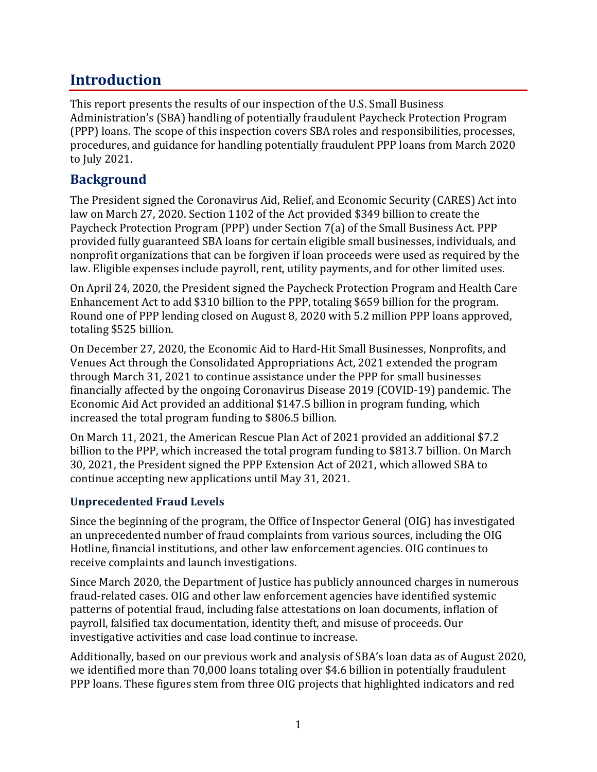# Introduction

This report presents the results of our inspection of the U.S. Small Business Administration's (SBA) handling of potentially fraudulent Paycheck Protection Program (PPP) loans. The scope of this inspection covers SBA roles and responsibilities, processes, procedures, and guidance for handling potentially fraudulent PPP loans from March 2020 to July 2021.

## Background

The President signed the Coronavirus Aid, Relief, and Economic Security (CARES) Act into law on March 27, 2020. Section 1102 of the Act provided $349 billion to create the Paycheck Protection Program (PPP) under Section 7(a) of the Small Business Act. PPP provided fully guaranteed SBA loans for certain eligible small businesses, individuals, and nonprofit organizations that can be forgiven if loan proceeds were used as required by the law. Eligible expenses include payroll, rent, utility payments, and for other limited uses.

On April 24, 2020, the President signed the Paycheck Protection Program and Health Care Enhancement Act to add $310 billion to the PPP, totaling $659 billion for the program. Round one of PPP lending closed on August 8, 2020 with 5.2 million PPP loans approved, totaling $525 billion.

On December 27, 2020, the Economic Aid to Hard-Hit Small Businesses, Nonprofits, and Venues Act through the Consolidated Appropriations Act, 2021 extended the program through March 31, 2021 to continue assistance under the PPP for small businesses financially affected by the ongoing Coronavirus Disease 2019 (COVID-19) pandemic. The Economic Aid Act provided an additional $147.5 billion in program funding, which increased the total program funding to $806.5 billion.

On March 11, 2021, the American Rescue Plan Act of 2021 provided an additional $7.2 billion to the PPP, which increased the total program funding to $813.7 billion. On March 30, 2021, the President signed the PPP Extension Act of 2021, which allowed SBA to continue accepting new applications until May 31, 2021.

### Unprecedented Fraud Levels

Since the beginning of the program, the Office of Inspector General (OIG) has investigated an unprecedented number of fraud complaints from various sources, including the OIG Hotline, financial institutions, and other law enforcement agencies. OIG continues to receive complaints and launch investigations.

Since March 2020, the Department of Justice has publicly announced charges in numerous fraud-related cases. OIG and other law enforcement agencies have identified systemic patterns of potential fraud, including false attestations on loan documents, inflation of payroll, falsified tax documentation, identity theft, and misuse of proceeds. Our investigative activities and case load continue to increase.

Additionally, based on our previous work and analysis of SBA's loan data as of August 2020, we identified more than 70,000 loans totaling over $4.6 billion in potentially fraudulent PPP loans. These figures stem from three OIG projects that highlighted indicators and red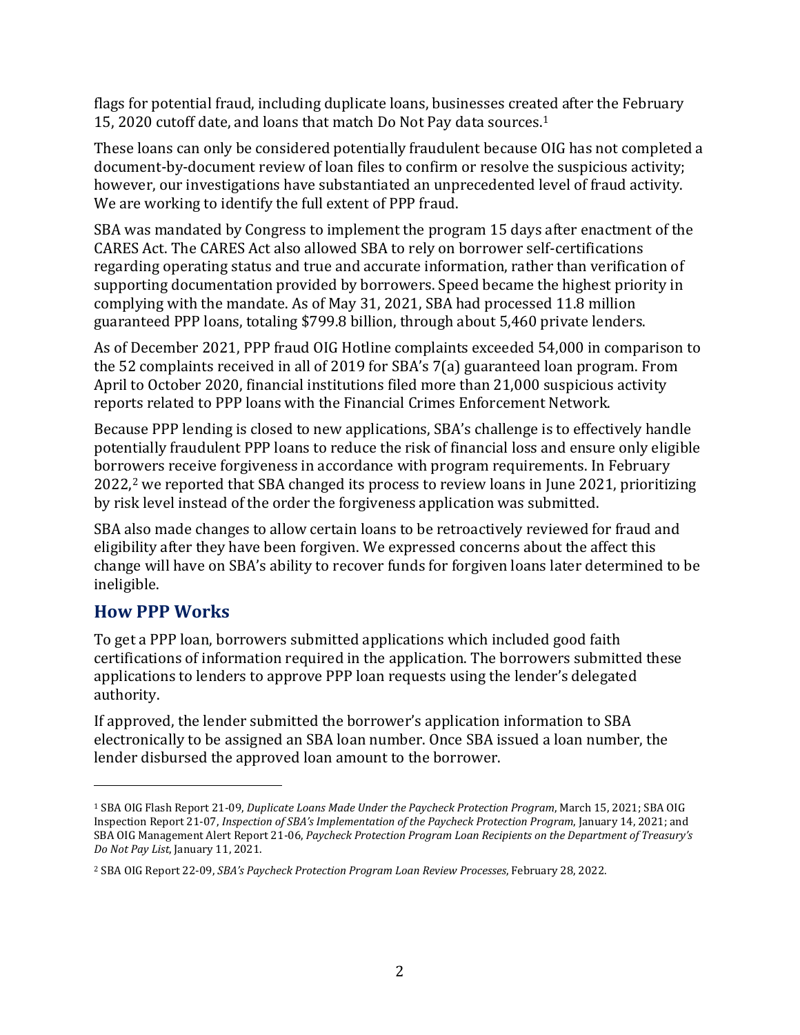flags for potential fraud, including duplicate loans, businesses created after the February 15, 2020 cutoff date, and loans that match Do Not Pay data sources.[1]

These loans can only be considered potentially fraudulent because OIG has not completed a document-by-document review of loan files to confirm or resolve the suspicious activity; however, our investigations have substantiated an unprecedented level of fraud activity. We are working to identify the full extent of PPP fraud.

SBA was mandated by Congress to implement the program 15 days after enactment of the CARES Act. The CARES Act also allowed SBA to rely on borrower self-certifications regarding operating status and true and accurate information, rather than verification of supporting documentation provided by borrowers. Speed became the highest priority in complying with the mandate. As of May 31, 2021, SBA had processed 11.8 million guaranteed PPP loans, totaling $799.8 billion, through about 5,460 private lenders.

As of December 2021, PPP fraud OIG Hotline complaints exceeded 54,000 in comparison to the 52 complaints received in all of 2019 for SBA's 7(a) guaranteed loan program. From April to October 2020, financial institutions filed more than 21,000 suspicious activity reports related to PPP loans with the Financial Crimes Enforcement Network.

Because PPP lending is closed to new applications, SBA's challenge is to effectively handle potentially fraudulent PPP loans to reduce the risk of financial loss and ensure only eligible borrowers receive forgiveness in accordance with program requirements. In February 2022,[2] we reported that SBA changed its process to review loans in June 2021, prioritizing by risk level instead of the order the forgiveness application was submitted.

SBA also made changes to allow certain loans to be retroactively reviewed for fraud and eligibility after they have been forgiven. We expressed concerns about the affect this change will have on SBA's ability to recover funds for forgiven loans later determined to be ineligible.

## How PPP Works

To get a PPP loan, borrowers submitted applications which included good faith certifications of information required in the application. The borrowers submitted these applications to lenders to approve PPP loan requests using the lender's delegated authority.

If approved, the lender submitted the borrower's application information to SBA electronically to be assigned an SBA loan number. Once SBA issued a loan number, the lender disbursed the approved loan amount to the borrower.

---

[1] SBA OIG Flash Report 21-09, *Duplicate Loans Made Under the Paycheck Protection Program*, March 15, 2021; SBA OIG Inspection Report 21-07, *Inspection of SBA's Implementation of the Paycheck Protection Program*, January 14, 2021; and SBA OIG Management Alert Report 21-06, *Paycheck Protection Program Loan Recipients on the Department of Treasury's Do Not Pay List*, January 11, 2021.

[2] SBA OIG Report 22-09, *SBA's Paycheck Protection Program Loan Review Processes*, February 28, 2022.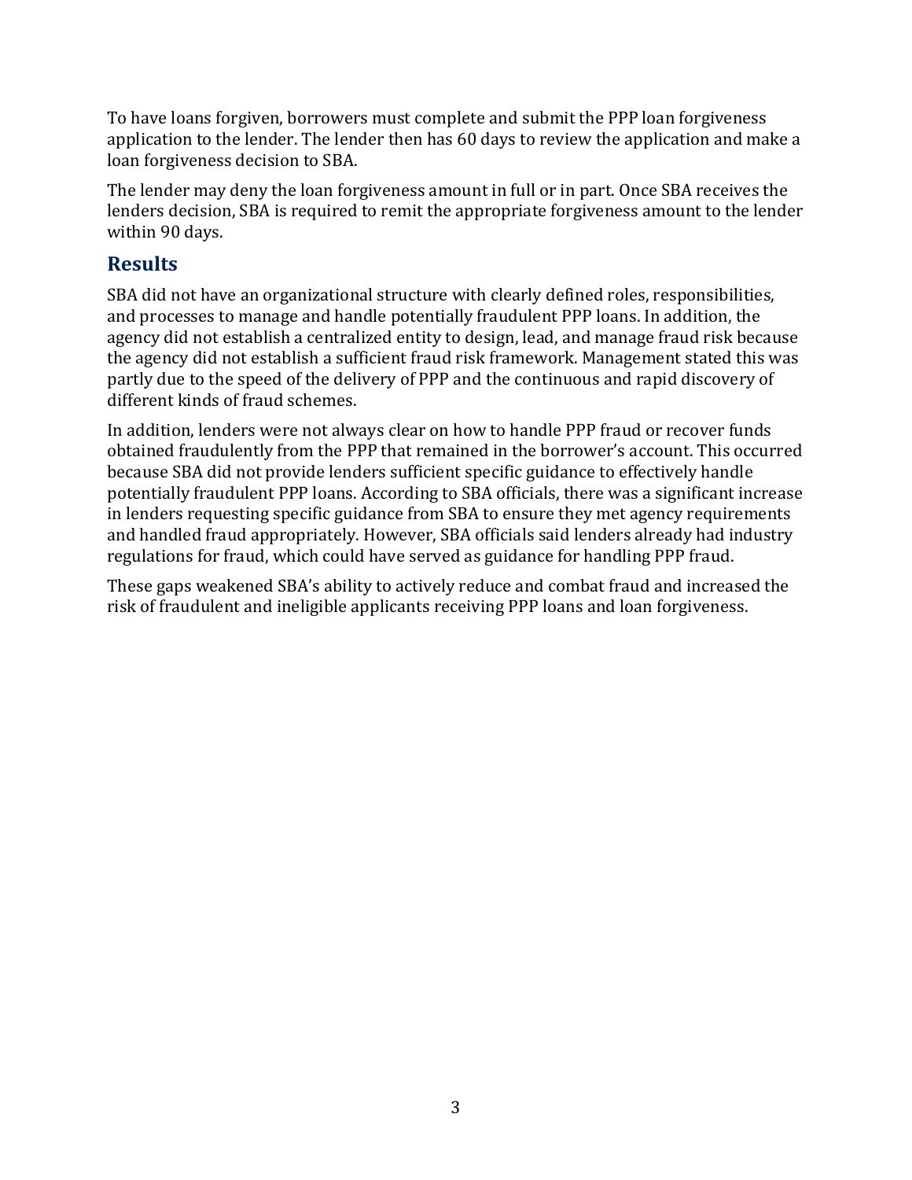To have loans forgiven, borrowers must complete and submit the PPP loan forgiveness application to the lender. The lender then has 60 days to review the application and make a loan forgiveness decision to SBA.

The lender may deny the loan forgiveness amount in full or in part. Once SBA receives the lenders decision, SBA is required to remit the appropriate forgiveness amount to the lender within 90 days.

## Results

SBA did not have an organizational structure with clearly defined roles, responsibilities, and processes to manage and handle potentially fraudulent PPP loans. In addition, the agency did not establish a centralized entity to design, lead, and manage fraud risk because the agency did not establish a sufficient fraud risk framework. Management stated this was partly due to the speed of the delivery of PPP and the continuous and rapid discovery of different kinds of fraud schemes.

In addition, lenders were not always clear on how to handle PPP fraud or recover funds obtained fraudulently from the PPP that remained in the borrower's account. This occurred because SBA did not provide lenders sufficient specific guidance to effectively handle potentially fraudulent PPP loans. According to SBA officials, there was a significant increase in lenders requesting specific guidance from SBA to ensure they met agency requirements and handled fraud appropriately. However, SBA officials said lenders already had industry regulations for fraud, which could have served as guidance for handling PPP fraud.

These gaps weakened SBA's ability to actively reduce and combat fraud and increased the risk of fraudulent and ineligible applicants receiving PPP loans and loan forgiveness.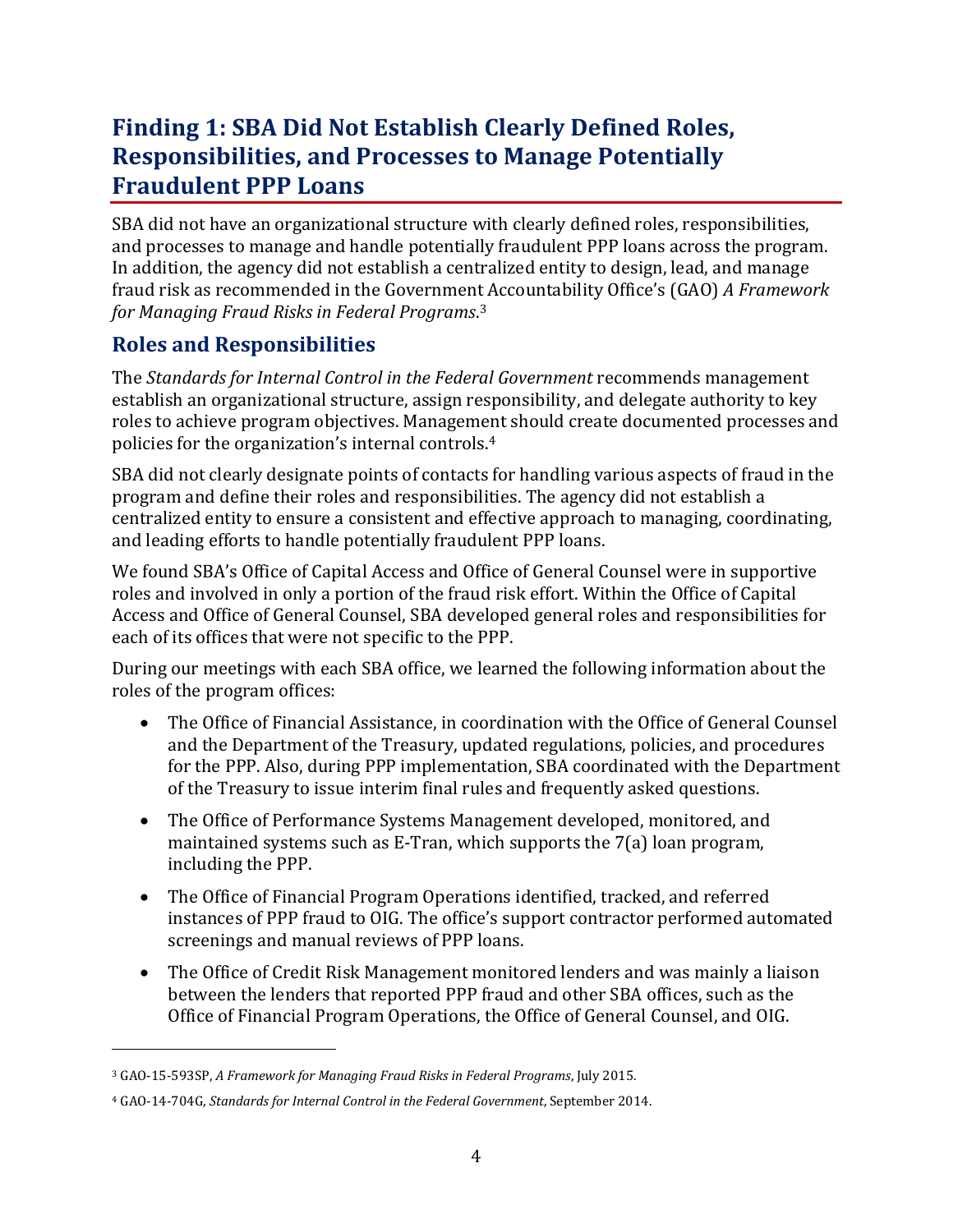## Finding 1: SBA Did Not Establish Clearly Defined Roles, Responsibilities, and Processes to Manage Potentially Fraudulent PPP Loans

SBA did not have an organizational structure with clearly defined roles, responsibilities, and processes to manage and handle potentially fraudulent PPP loans across the program. In addition, the agency did not establish a centralized entity to design, lead, and manage fraud risk as recommended in the Government Accountability Office's (GAO) *A Framework for Managing Fraud Risks in Federal Programs*.[3]

### Roles and Responsibilities

The *Standards for Internal Control in the Federal Government* recommends management establish an organizational structure, assign responsibility, and delegate authority to key roles to achieve program objectives. Management should create documented processes and policies for the organization's internal controls.[4]

SBA did not clearly designate points of contacts for handling various aspects of fraud in the program and define their roles and responsibilities. The agency did not establish a centralized entity to ensure a consistent and effective approach to managing, coordinating, and leading efforts to handle potentially fraudulent PPP loans.

We found SBA's Office of Capital Access and Office of General Counsel were in supportive roles and involved in only a portion of the fraud risk effort. Within the Office of Capital Access and Office of General Counsel, SBA developed general roles and responsibilities for each of its offices that were not specific to the PPP.

During our meetings with each SBA office, we learned the following information about the roles of the program offices:

- The Office of Financial Assistance, in coordination with the Office of General Counsel and the Department of the Treasury, updated regulations, policies, and procedures for the PPP. Also, during PPP implementation, SBA coordinated with the Department of the Treasury to issue interim final rules and frequently asked questions.
- The Office of Performance Systems Management developed, monitored, and maintained systems such as E-Tran, which supports the 7(a) loan program, including the PPP.
- The Office of Financial Program Operations identified, tracked, and referred instances of PPP fraud to OIG. The office's support contractor performed automated screenings and manual reviews of PPP loans.
- The Office of Credit Risk Management monitored lenders and was mainly a liaison between the lenders that reported PPP fraud and other SBA offices, such as the Office of Financial Program Operations, the Office of General Counsel, and OIG.

---

[3] GAO-15-593SP, *A Framework for Managing Fraud Risks in Federal Programs*, July 2015.

[4] GAO-14-704G, *Standards for Internal Control in the Federal Government*, September 2014.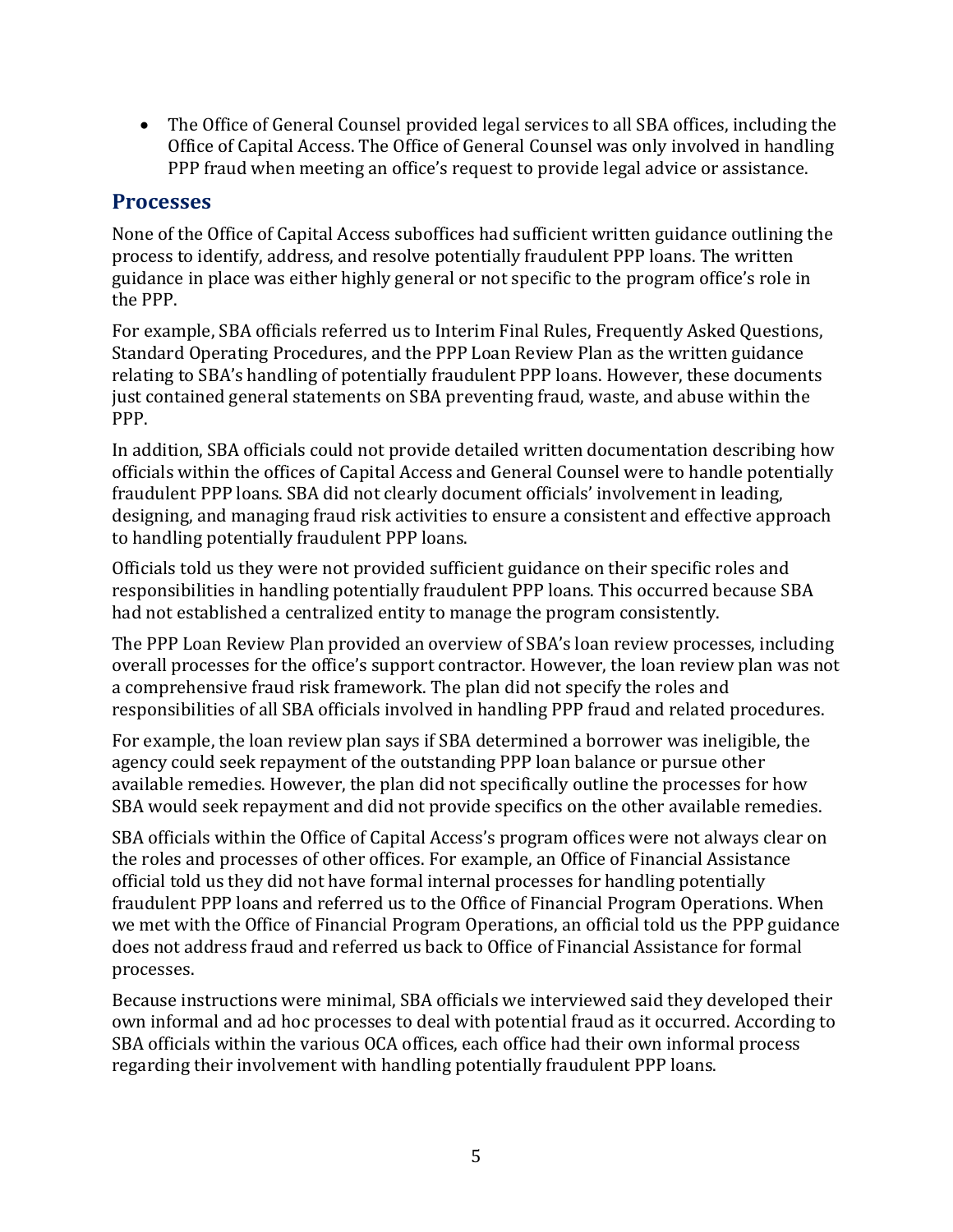- The Office of General Counsel provided legal services to all SBA offices, including the Office of Capital Access. The Office of General Counsel was only involved in handling PPP fraud when meeting an office's request to provide legal advice or assistance.

## Processes

None of the Office of Capital Access suboffices had sufficient written guidance outlining the process to identify, address, and resolve potentially fraudulent PPP loans. The written guidance in place was either highly general or not specific to the program office's role in the PPP.

For example, SBA officials referred us to Interim Final Rules, Frequently Asked Questions, Standard Operating Procedures, and the PPP Loan Review Plan as the written guidance relating to SBA's handling of potentially fraudulent PPP loans. However, these documents just contained general statements on SBA preventing fraud, waste, and abuse within the PPP.

In addition, SBA officials could not provide detailed written documentation describing how officials within the offices of Capital Access and General Counsel were to handle potentially fraudulent PPP loans. SBA did not clearly document officials' involvement in leading, designing, and managing fraud risk activities to ensure a consistent and effective approach to handling potentially fraudulent PPP loans.

Officials told us they were not provided sufficient guidance on their specific roles and responsibilities in handling potentially fraudulent PPP loans. This occurred because SBA had not established a centralized entity to manage the program consistently.

The PPP Loan Review Plan provided an overview of SBA's loan review processes, including overall processes for the office's support contractor. However, the loan review plan was not a comprehensive fraud risk framework. The plan did not specify the roles and responsibilities of all SBA officials involved in handling PPP fraud and related procedures.

For example, the loan review plan says if SBA determined a borrower was ineligible, the agency could seek repayment of the outstanding PPP loan balance or pursue other available remedies. However, the plan did not specifically outline the processes for how SBA would seek repayment and did not provide specifics on the other available remedies.

SBA officials within the Office of Capital Access's program offices were not always clear on the roles and processes of other offices. For example, an Office of Financial Assistance official told us they did not have formal internal processes for handling potentially fraudulent PPP loans and referred us to the Office of Financial Program Operations. When we met with the Office of Financial Program Operations, an official told us the PPP guidance does not address fraud and referred us back to Office of Financial Assistance for formal processes.

Because instructions were minimal, SBA officials we interviewed said they developed their own informal and ad hoc processes to deal with potential fraud as it occurred. According to SBA officials within the various OCA offices, each office had their own informal process regarding their involvement with handling potentially fraudulent PPP loans.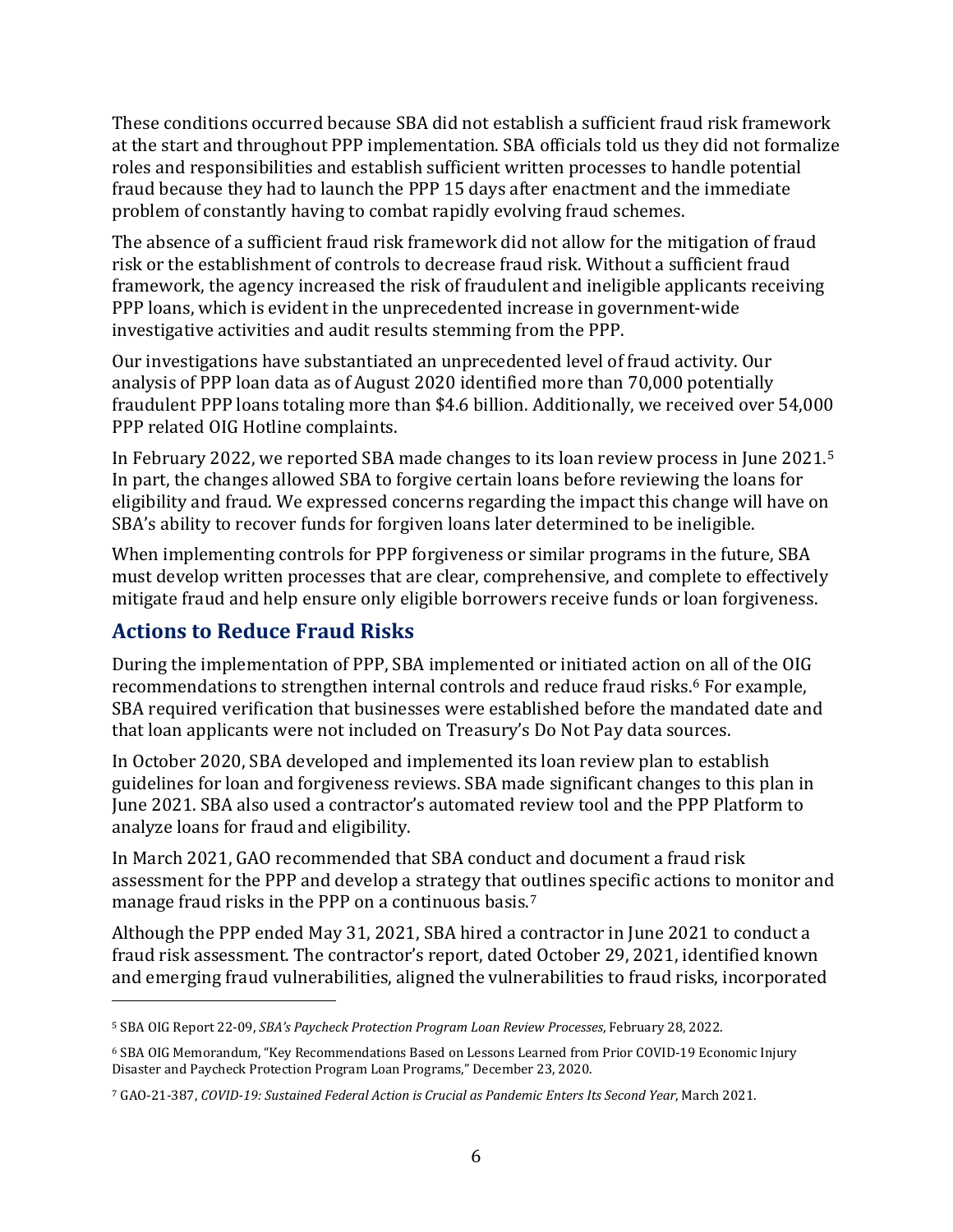These conditions occurred because SBA did not establish a sufficient fraud risk framework at the start and throughout PPP implementation. SBA officials told us they did not formalize roles and responsibilities and establish sufficient written processes to handle potential fraud because they had to launch the PPP 15 days after enactment and the immediate problem of constantly having to combat rapidly evolving fraud schemes.

The absence of a sufficient fraud risk framework did not allow for the mitigation of fraud risk or the establishment of controls to decrease fraud risk. Without a sufficient fraud framework, the agency increased the risk of fraudulent and ineligible applicants receiving PPP loans, which is evident in the unprecedented increase in government-wide investigative activities and audit results stemming from the PPP.

Our investigations have substantiated an unprecedented level of fraud activity. Our analysis of PPP loan data as of August 2020 identified more than 70,000 potentially fraudulent PPP loans totaling more than $4.6 billion. Additionally, we received over 54,000 PPP related OIG Hotline complaints.

In February 2022, we reported SBA made changes to its loan review process in June 2021.[5] In part, the changes allowed SBA to forgive certain loans before reviewing the loans for eligibility and fraud. We expressed concerns regarding the impact this change will have on SBA's ability to recover funds for forgiven loans later determined to be ineligible.

When implementing controls for PPP forgiveness or similar programs in the future, SBA must develop written processes that are clear, comprehensive, and complete to effectively mitigate fraud and help ensure only eligible borrowers receive funds or loan forgiveness.

## Actions to Reduce Fraud Risks

During the implementation of PPP, SBA implemented or initiated action on all of the OIG recommendations to strengthen internal controls and reduce fraud risks.[6] For example, SBA required verification that businesses were established before the mandated date and that loan applicants were not included on Treasury's Do Not Pay data sources.

In October 2020, SBA developed and implemented its loan review plan to establish guidelines for loan and forgiveness reviews. SBA made significant changes to this plan in June 2021. SBA also used a contractor's automated review tool and the PPP Platform to analyze loans for fraud and eligibility.

In March 2021, GAO recommended that SBA conduct and document a fraud risk assessment for the PPP and develop a strategy that outlines specific actions to monitor and manage fraud risks in the PPP on a continuous basis.[7]

Although the PPP ended May 31, 2021, SBA hired a contractor in June 2021 to conduct a fraud risk assessment. The contractor's report, dated October 29, 2021, identified known and emerging fraud vulnerabilities, aligned the vulnerabilities to fraud risks, incorporated

---

[5] SBA OIG Report 22-09, *SBA's Paycheck Protection Program Loan Review Processes*, February 28, 2022.

[6] SBA OIG Memorandum, "Key Recommendations Based on Lessons Learned from Prior COVID-19 Economic Injury Disaster and Paycheck Protection Program Loan Programs," December 23, 2020.

[7] GAO-21-387, *COVID-19: Sustained Federal Action is Crucial as Pandemic Enters Its Second Year*, March 2021.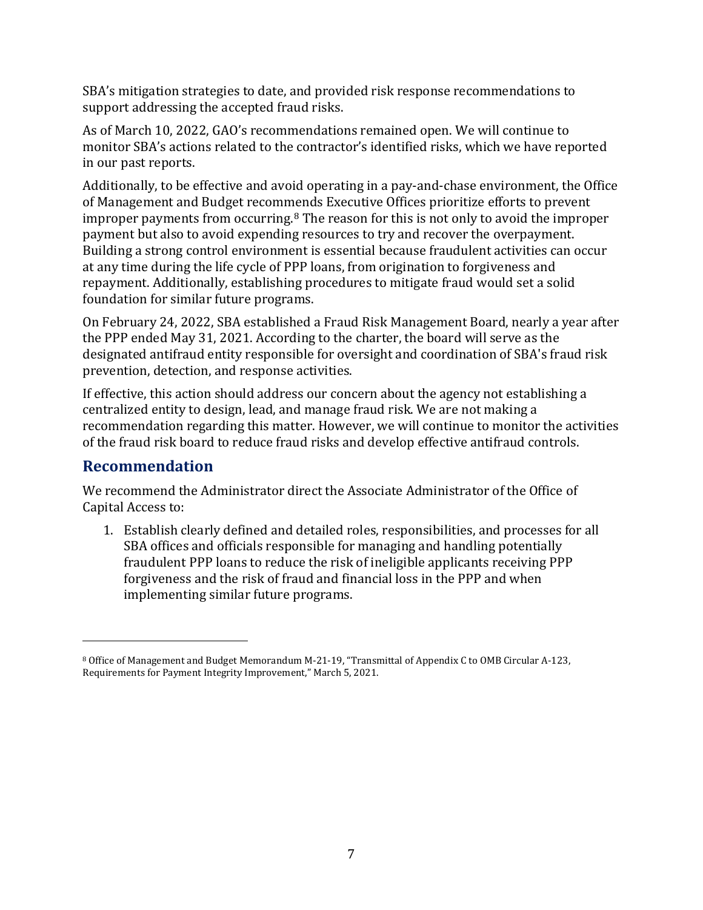SBA's mitigation strategies to date, and provided risk response recommendations to support addressing the accepted fraud risks.

As of March 10, 2022, GAO's recommendations remained open. We will continue to monitor SBA's actions related to the contractor's identified risks, which we have reported in our past reports.

Additionally, to be effective and avoid operating in a pay-and-chase environment, the Office of Management and Budget recommends Executive Offices prioritize efforts to prevent improper payments from occurring.[8] The reason for this is not only to avoid the improper payment but also to avoid expending resources to try and recover the overpayment. Building a strong control environment is essential because fraudulent activities can occur at any time during the life cycle of PPP loans, from origination to forgiveness and repayment. Additionally, establishing procedures to mitigate fraud would set a solid foundation for similar future programs.

On February 24, 2022, SBA established a Fraud Risk Management Board, nearly a year after the PPP ended May 31, 2021. According to the charter, the board will serve as the designated antifraud entity responsible for oversight and coordination of SBA's fraud risk prevention, detection, and response activities.

If effective, this action should address our concern about the agency not establishing a centralized entity to design, lead, and manage fraud risk. We are not making a recommendation regarding this matter. However, we will continue to monitor the activities of the fraud risk board to reduce fraud risks and develop effective antifraud controls.

## Recommendation

We recommend the Administrator direct the Associate Administrator of the Office of Capital Access to:

1. Establish clearly defined and detailed roles, responsibilities, and processes for all SBA offices and officials responsible for managing and handling potentially fraudulent PPP loans to reduce the risk of ineligible applicants receiving PPP forgiveness and the risk of fraud and financial loss in the PPP and when implementing similar future programs.

---

[8] Office of Management and Budget Memorandum M-21-19, "Transmittal of Appendix C to OMB Circular A-123, Requirements for Payment Integrity Improvement," March 5, 2021.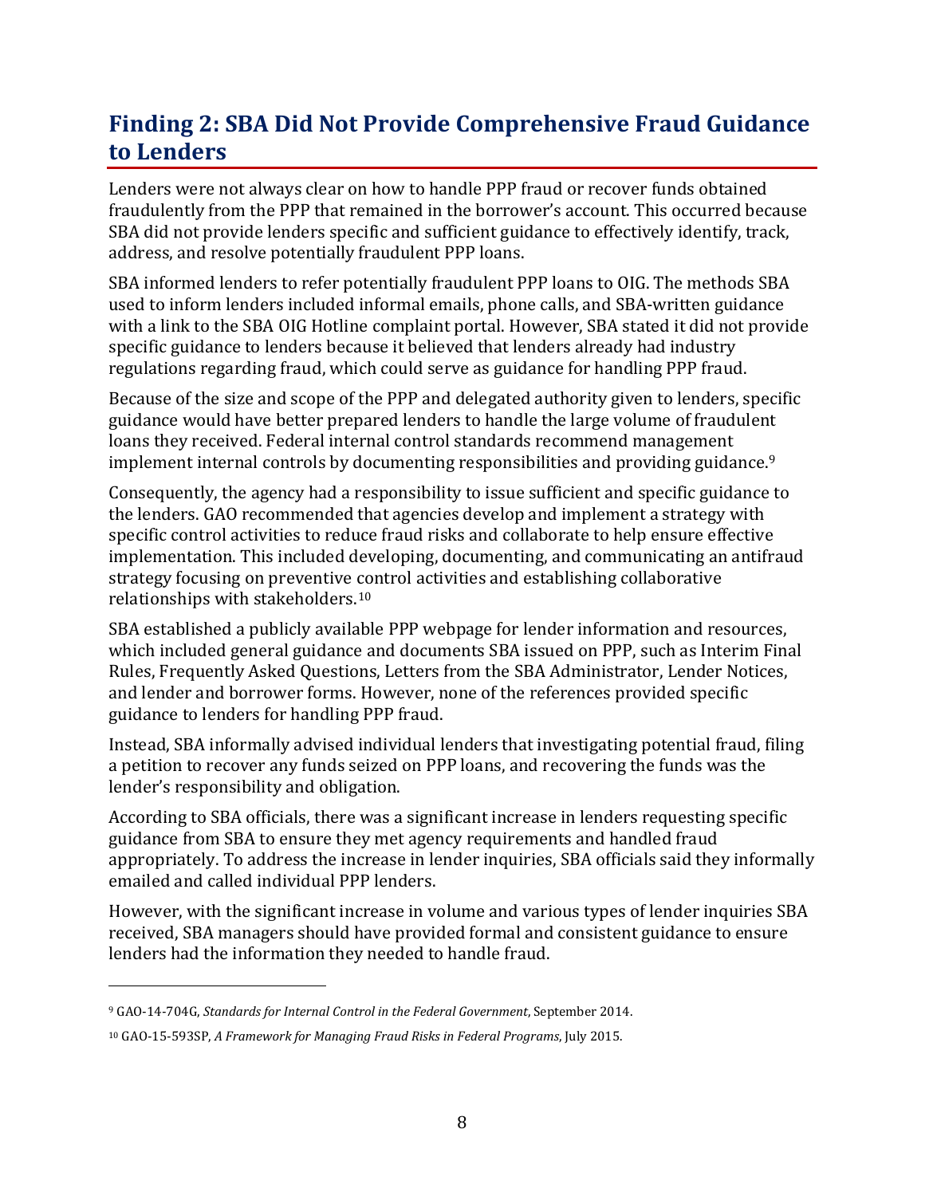## Finding 2: SBA Did Not Provide Comprehensive Fraud Guidance to Lenders

Lenders were not always clear on how to handle PPP fraud or recover funds obtained fraudulently from the PPP that remained in the borrower's account. This occurred because SBA did not provide lenders specific and sufficient guidance to effectively identify, track, address, and resolve potentially fraudulent PPP loans.

SBA informed lenders to refer potentially fraudulent PPP loans to OIG. The methods SBA used to inform lenders included informal emails, phone calls, and SBA-written guidance with a link to the SBA OIG Hotline complaint portal. However, SBA stated it did not provide specific guidance to lenders because it believed that lenders already had industry regulations regarding fraud, which could serve as guidance for handling PPP fraud.

Because of the size and scope of the PPP and delegated authority given to lenders, specific guidance would have better prepared lenders to handle the large volume of fraudulent loans they received. Federal internal control standards recommend management implement internal controls by documenting responsibilities and providing guidance.[9]

Consequently, the agency had a responsibility to issue sufficient and specific guidance to the lenders. GAO recommended that agencies develop and implement a strategy with specific control activities to reduce fraud risks and collaborate to help ensure effective implementation. This included developing, documenting, and communicating an antifraud strategy focusing on preventive control activities and establishing collaborative relationships with stakeholders.[10]

SBA established a publicly available PPP webpage for lender information and resources, which included general guidance and documents SBA issued on PPP, such as Interim Final Rules, Frequently Asked Questions, Letters from the SBA Administrator, Lender Notices, and lender and borrower forms. However, none of the references provided specific guidance to lenders for handling PPP fraud.

Instead, SBA informally advised individual lenders that investigating potential fraud, filing a petition to recover any funds seized on PPP loans, and recovering the funds was the lender's responsibility and obligation.

According to SBA officials, there was a significant increase in lenders requesting specific guidance from SBA to ensure they met agency requirements and handled fraud appropriately. To address the increase in lender inquiries, SBA officials said they informally emailed and called individual PPP lenders.

However, with the significant increase in volume and various types of lender inquiries SBA received, SBA managers should have provided formal and consistent guidance to ensure lenders had the information they needed to handle fraud.

---

[9] GAO-14-704G, *Standards for Internal Control in the Federal Government*, September 2014.

[10] GAO-15-593SP, *A Framework for Managing Fraud Risks in Federal Programs*, July 2015.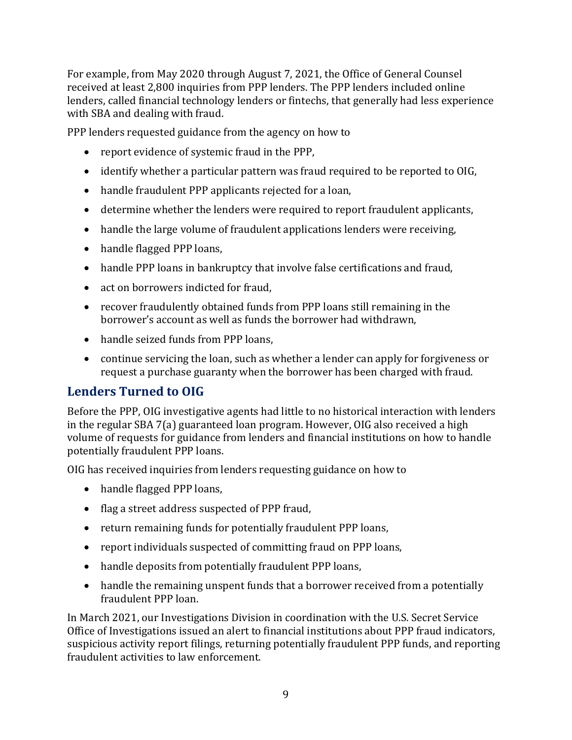For example, from May 2020 through August 7, 2021, the Office of General Counsel received at least 2,800 inquiries from PPP lenders. The PPP lenders included online lenders, called financial technology lenders or fintechs, that generally had less experience with SBA and dealing with fraud.

PPP lenders requested guidance from the agency on how to

- report evidence of systemic fraud in the PPP,
- identify whether a particular pattern was fraud required to be reported to OIG,
- handle fraudulent PPP applicants rejected for a loan,
- determine whether the lenders were required to report fraudulent applicants,
- handle the large volume of fraudulent applications lenders were receiving,
- handle flagged PPP loans,
- handle PPP loans in bankruptcy that involve false certifications and fraud,
- act on borrowers indicted for fraud,
- recover fraudulently obtained funds from PPP loans still remaining in the borrower's account as well as funds the borrower had withdrawn,
- handle seized funds from PPP loans,
- continue servicing the loan, such as whether a lender can apply for forgiveness or request a purchase guaranty when the borrower has been charged with fraud.

## Lenders Turned to OIG

Before the PPP, OIG investigative agents had little to no historical interaction with lenders in the regular SBA 7(a) guaranteed loan program. However, OIG also received a high volume of requests for guidance from lenders and financial institutions on how to handle potentially fraudulent PPP loans.

OIG has received inquiries from lenders requesting guidance on how to

- handle flagged PPP loans,
- flag a street address suspected of PPP fraud,
- return remaining funds for potentially fraudulent PPP loans,
- report individuals suspected of committing fraud on PPP loans,
- handle deposits from potentially fraudulent PPP loans,
- handle the remaining unspent funds that a borrower received from a potentially fraudulent PPP loan.

In March 2021, our Investigations Division in coordination with the U.S. Secret Service Office of Investigations issued an alert to financial institutions about PPP fraud indicators, suspicious activity report filings, returning potentially fraudulent PPP funds, and reporting fraudulent activities to law enforcement.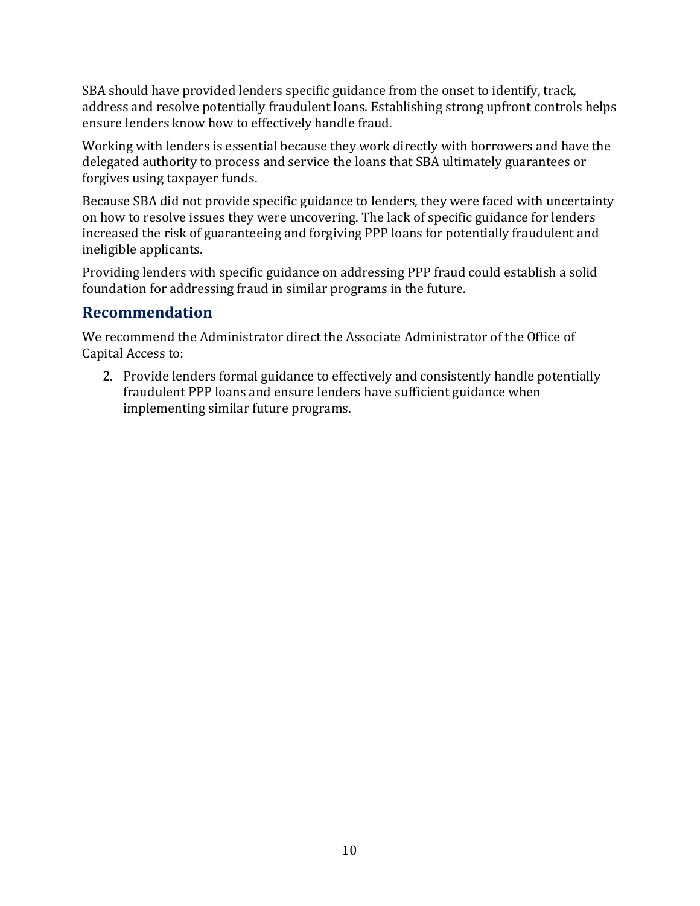SBA should have provided lenders specific guidance from the onset to identify, track, address and resolve potentially fraudulent loans. Establishing strong upfront controls helps ensure lenders know how to effectively handle fraud.

Working with lenders is essential because they work directly with borrowers and have the delegated authority to process and service the loans that SBA ultimately guarantees or forgives using taxpayer funds.

Because SBA did not provide specific guidance to lenders, they were faced with uncertainty on how to resolve issues they were uncovering. The lack of specific guidance for lenders increased the risk of guaranteeing and forgiving PPP loans for potentially fraudulent and ineligible applicants.

Providing lenders with specific guidance on addressing PPP fraud could establish a solid foundation for addressing fraud in similar programs in the future.

## Recommendation

We recommend the Administrator direct the Associate Administrator of the Office of Capital Access to:

2. Provide lenders formal guidance to effectively and consistently handle potentially fraudulent PPP loans and ensure lenders have sufficient guidance when implementing similar future programs.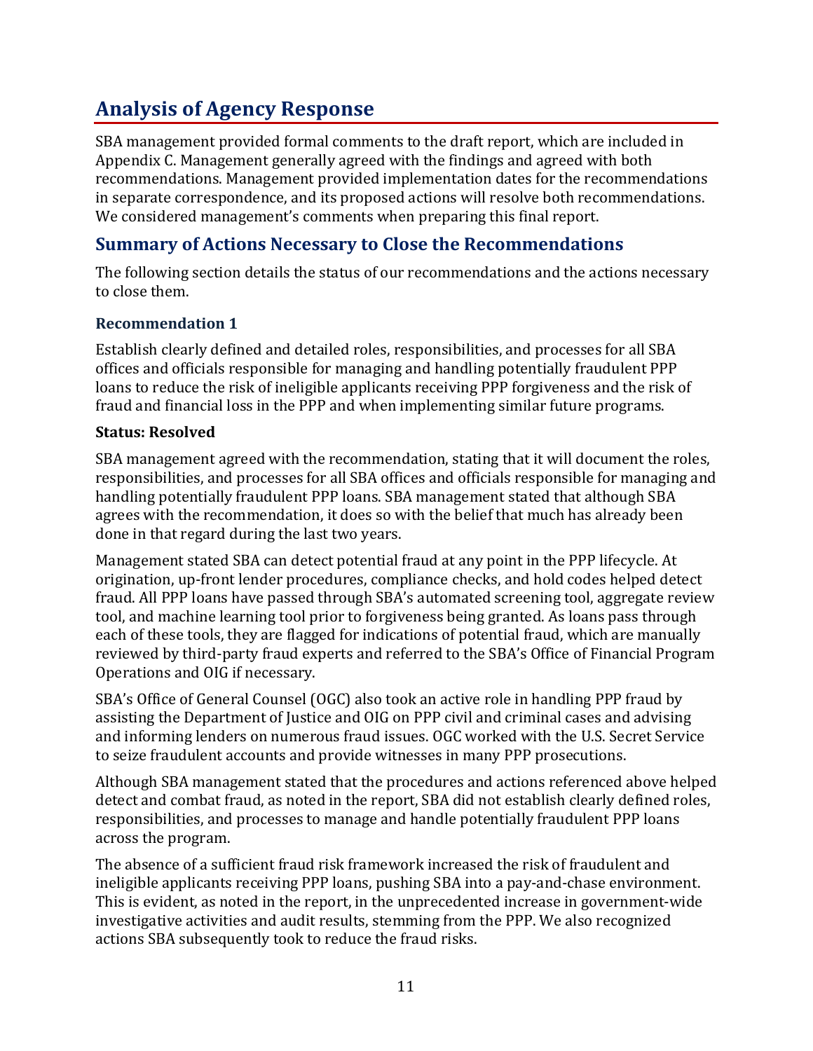# Analysis of Agency Response

SBA management provided formal comments to the draft report, which are included in Appendix C. Management generally agreed with the findings and agreed with both recommendations. Management provided implementation dates for the recommendations in separate correspondence, and its proposed actions will resolve both recommendations. We considered management's comments when preparing this final report.

## Summary of Actions Necessary to Close the Recommendations

The following section details the status of our recommendations and the actions necessary to close them.

### Recommendation 1

Establish clearly defined and detailed roles, responsibilities, and processes for all SBA offices and officials responsible for managing and handling potentially fraudulent PPP loans to reduce the risk of ineligible applicants receiving PPP forgiveness and the risk of fraud and financial loss in the PPP and when implementing similar future programs.

**Status: Resolved**

SBA management agreed with the recommendation, stating that it will document the roles, responsibilities, and processes for all SBA offices and officials responsible for managing and handling potentially fraudulent PPP loans. SBA management stated that although SBA agrees with the recommendation, it does so with the belief that much has already been done in that regard during the last two years.

Management stated SBA can detect potential fraud at any point in the PPP lifecycle. At origination, up-front lender procedures, compliance checks, and hold codes helped detect fraud. All PPP loans have passed through SBA's automated screening tool, aggregate review tool, and machine learning tool prior to forgiveness being granted. As loans pass through each of these tools, they are flagged for indications of potential fraud, which are manually reviewed by third-party fraud experts and referred to the SBA's Office of Financial Program Operations and OIG if necessary.

SBA's Office of General Counsel (OGC) also took an active role in handling PPP fraud by assisting the Department of Justice and OIG on PPP civil and criminal cases and advising and informing lenders on numerous fraud issues. OGC worked with the U.S. Secret Service to seize fraudulent accounts and provide witnesses in many PPP prosecutions.

Although SBA management stated that the procedures and actions referenced above helped detect and combat fraud, as noted in the report, SBA did not establish clearly defined roles, responsibilities, and processes to manage and handle potentially fraudulent PPP loans across the program.

The absence of a sufficient fraud risk framework increased the risk of fraudulent and ineligible applicants receiving PPP loans, pushing SBA into a pay-and-chase environment. This is evident, as noted in the report, in the unprecedented increase in government-wide investigative activities and audit results, stemming from the PPP. We also recognized actions SBA subsequently took to reduce the fraud risks.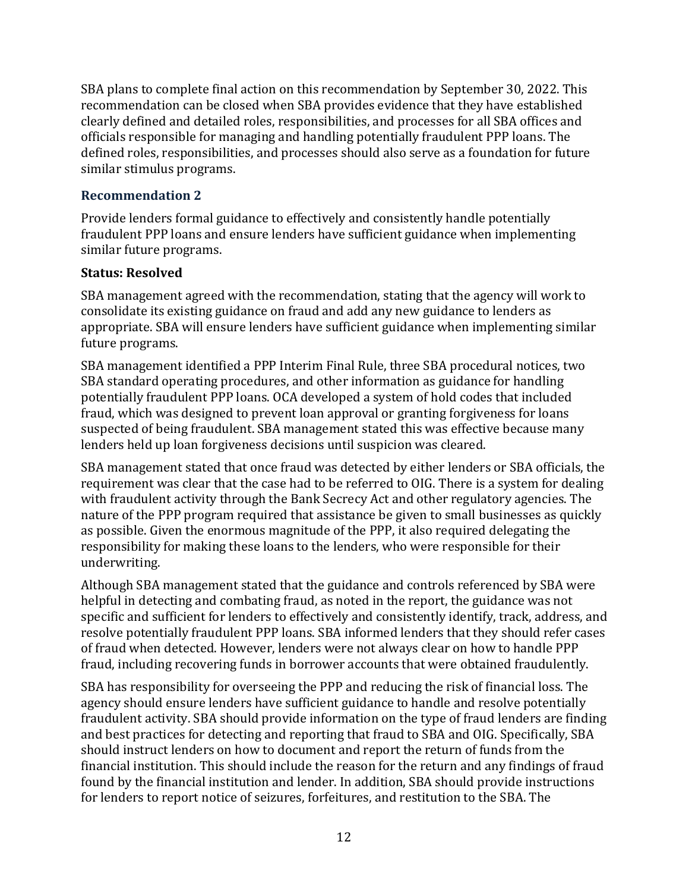SBA plans to complete final action on this recommendation by September 30, 2022. This recommendation can be closed when SBA provides evidence that they have established clearly defined and detailed roles, responsibilities, and processes for all SBA offices and officials responsible for managing and handling potentially fraudulent PPP loans. The defined roles, responsibilities, and processes should also serve as a foundation for future similar stimulus programs.

### Recommendation 2

Provide lenders formal guidance to effectively and consistently handle potentially fraudulent PPP loans and ensure lenders have sufficient guidance when implementing similar future programs.

**Status: Resolved**

SBA management agreed with the recommendation, stating that the agency will work to consolidate its existing guidance on fraud and add any new guidance to lenders as appropriate. SBA will ensure lenders have sufficient guidance when implementing similar future programs.

SBA management identified a PPP Interim Final Rule, three SBA procedural notices, two SBA standard operating procedures, and other information as guidance for handling potentially fraudulent PPP loans. OCA developed a system of hold codes that included fraud, which was designed to prevent loan approval or granting forgiveness for loans suspected of being fraudulent. SBA management stated this was effective because many lenders held up loan forgiveness decisions until suspicion was cleared.

SBA management stated that once fraud was detected by either lenders or SBA officials, the requirement was clear that the case had to be referred to OIG. There is a system for dealing with fraudulent activity through the Bank Secrecy Act and other regulatory agencies. The nature of the PPP program required that assistance be given to small businesses as quickly as possible. Given the enormous magnitude of the PPP, it also required delegating the responsibility for making these loans to the lenders, who were responsible for their underwriting.

Although SBA management stated that the guidance and controls referenced by SBA were helpful in detecting and combating fraud, as noted in the report, the guidance was not specific and sufficient for lenders to effectively and consistently identify, track, address, and resolve potentially fraudulent PPP loans. SBA informed lenders that they should refer cases of fraud when detected. However, lenders were not always clear on how to handle PPP fraud, including recovering funds in borrower accounts that were obtained fraudulently.

SBA has responsibility for overseeing the PPP and reducing the risk of financial loss. The agency should ensure lenders have sufficient guidance to handle and resolve potentially fraudulent activity. SBA should provide information on the type of fraud lenders are finding and best practices for detecting and reporting that fraud to SBA and OIG. Specifically, SBA should instruct lenders on how to document and report the return of funds from the financial institution. This should include the reason for the return and any findings of fraud found by the financial institution and lender. In addition, SBA should provide instructions for lenders to report notice of seizures, forfeitures, and restitution to the SBA. The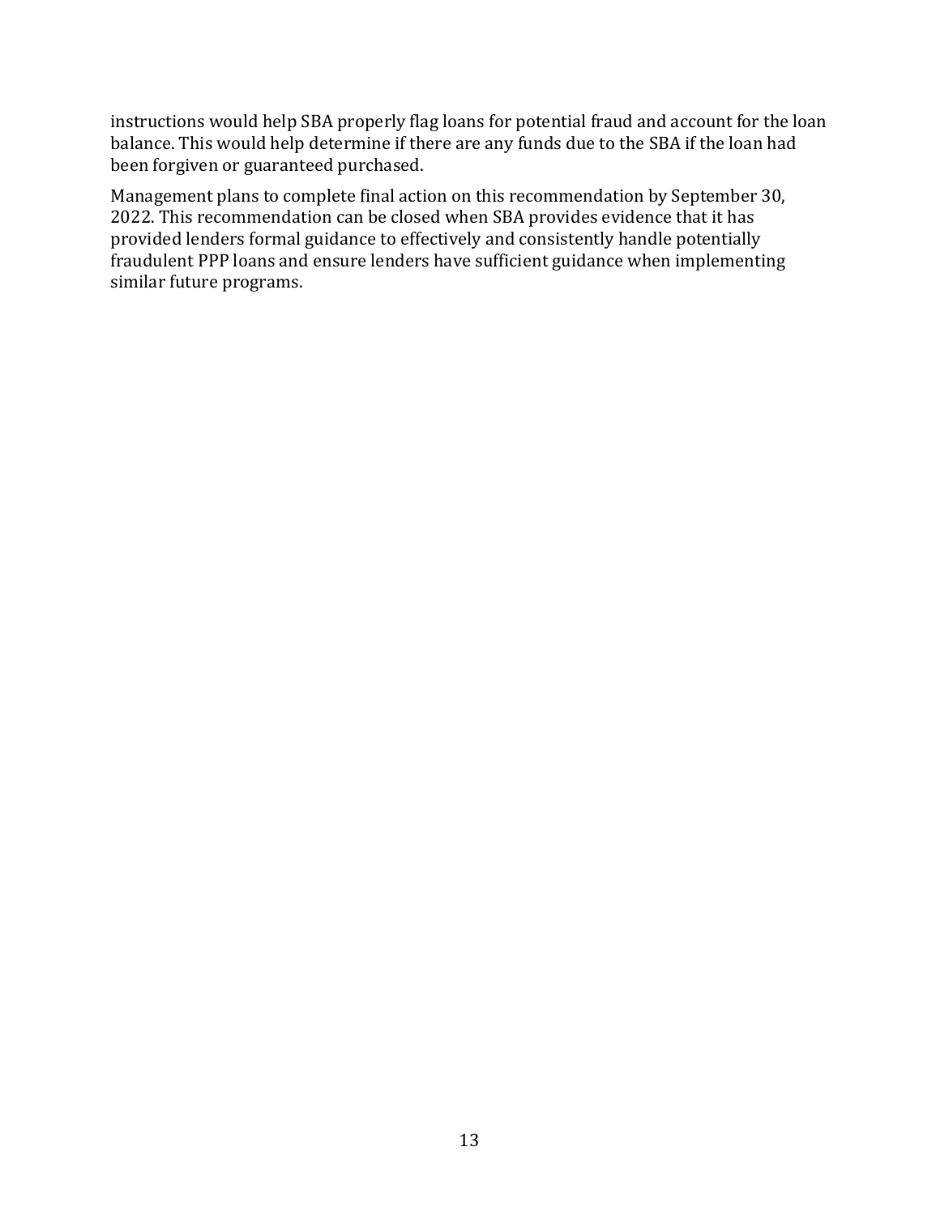instructions would help SBA properly flag loans for potential fraud and account for the loan balance. This would help determine if there are any funds due to the SBA if the loan had been forgiven or guaranteed purchased.

Management plans to complete final action on this recommendation by September 30, 2022. This recommendation can be closed when SBA provides evidence that it has provided lenders formal guidance to effectively and consistently handle potentially fraudulent PPP loans and ensure lenders have sufficient guidance when implementing similar future programs.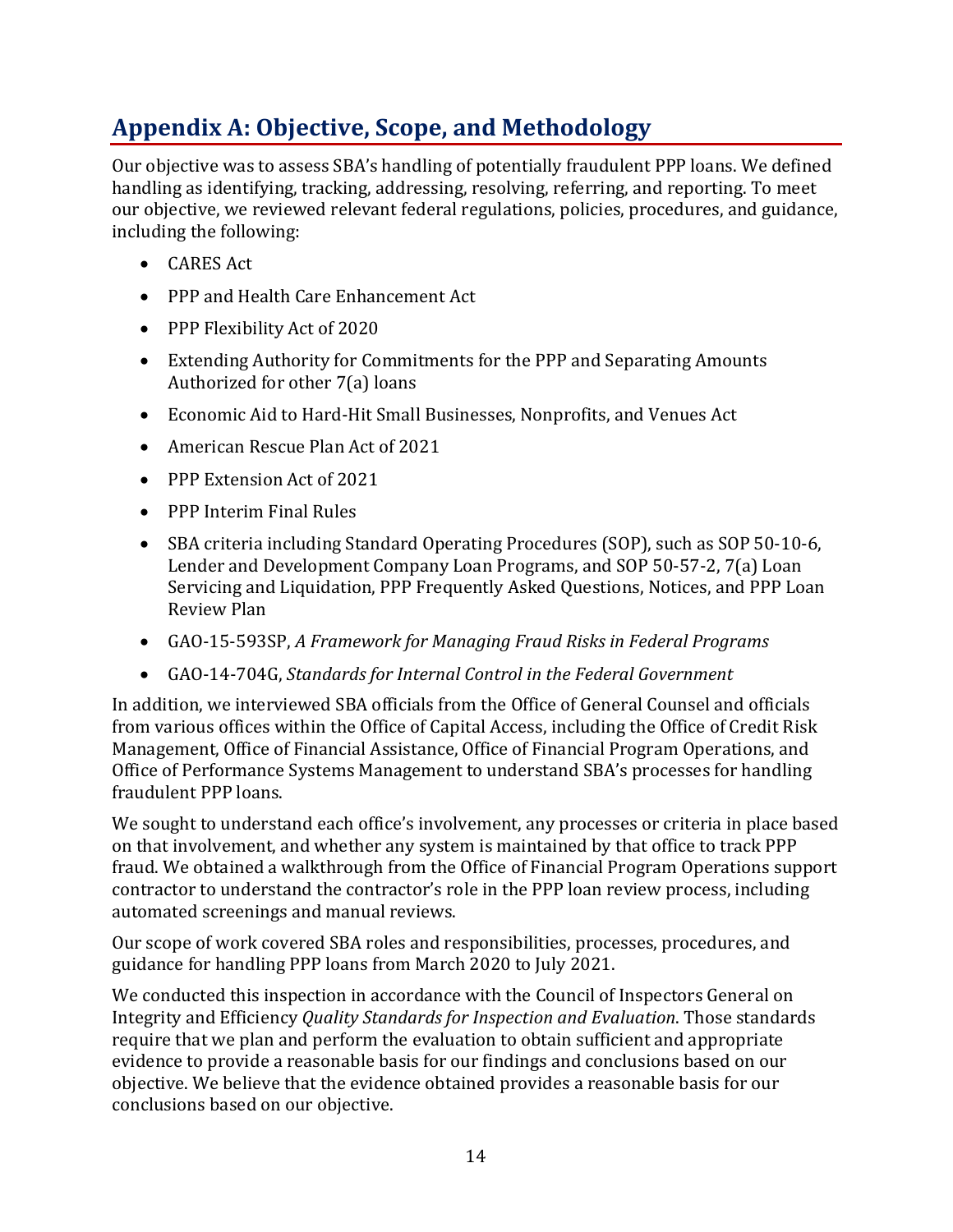## Appendix A: Objective, Scope, and Methodology

Our objective was to assess SBA's handling of potentially fraudulent PPP loans. We defined handling as identifying, tracking, addressing, resolving, referring, and reporting. To meet our objective, we reviewed relevant federal regulations, policies, procedures, and guidance, including the following:

- CARES Act
- PPP and Health Care Enhancement Act
- PPP Flexibility Act of 2020
- Extending Authority for Commitments for the PPP and Separating Amounts Authorized for other 7(a) loans
- Economic Aid to Hard-Hit Small Businesses, Nonprofits, and Venues Act
- American Rescue Plan Act of 2021
- PPP Extension Act of 2021
- PPP Interim Final Rules
- SBA criteria including Standard Operating Procedures (SOP), such as SOP 50-10-6, Lender and Development Company Loan Programs, and SOP 50-57-2, 7(a) Loan Servicing and Liquidation, PPP Frequently Asked Questions, Notices, and PPP Loan Review Plan
- GAO-15-593SP, *A Framework for Managing Fraud Risks in Federal Programs*
- GAO-14-704G, *Standards for Internal Control in the Federal Government*

In addition, we interviewed SBA officials from the Office of General Counsel and officials from various offices within the Office of Capital Access, including the Office of Credit Risk Management, Office of Financial Assistance, Office of Financial Program Operations, and Office of Performance Systems Management to understand SBA's processes for handling fraudulent PPP loans.

We sought to understand each office's involvement, any processes or criteria in place based on that involvement, and whether any system is maintained by that office to track PPP fraud. We obtained a walkthrough from the Office of Financial Program Operations support contractor to understand the contractor's role in the PPP loan review process, including automated screenings and manual reviews.

Our scope of work covered SBA roles and responsibilities, processes, procedures, and guidance for handling PPP loans from March 2020 to July 2021.

We conducted this inspection in accordance with the Council of Inspectors General on Integrity and Efficiency *Quality Standards for Inspection and Evaluation*. Those standards require that we plan and perform the evaluation to obtain sufficient and appropriate evidence to provide a reasonable basis for our findings and conclusions based on our objective. We believe that the evidence obtained provides a reasonable basis for our conclusions based on our objective.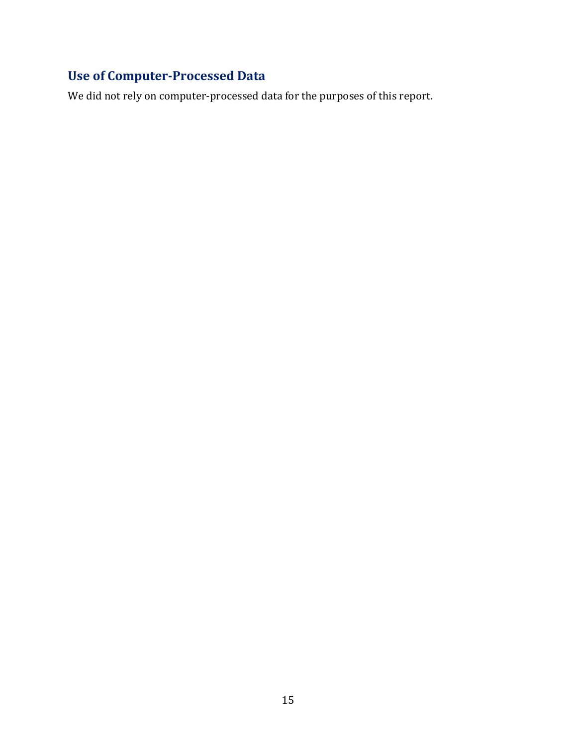## Use of Computer-Processed Data

We did not rely on computer-processed data for the purposes of this report.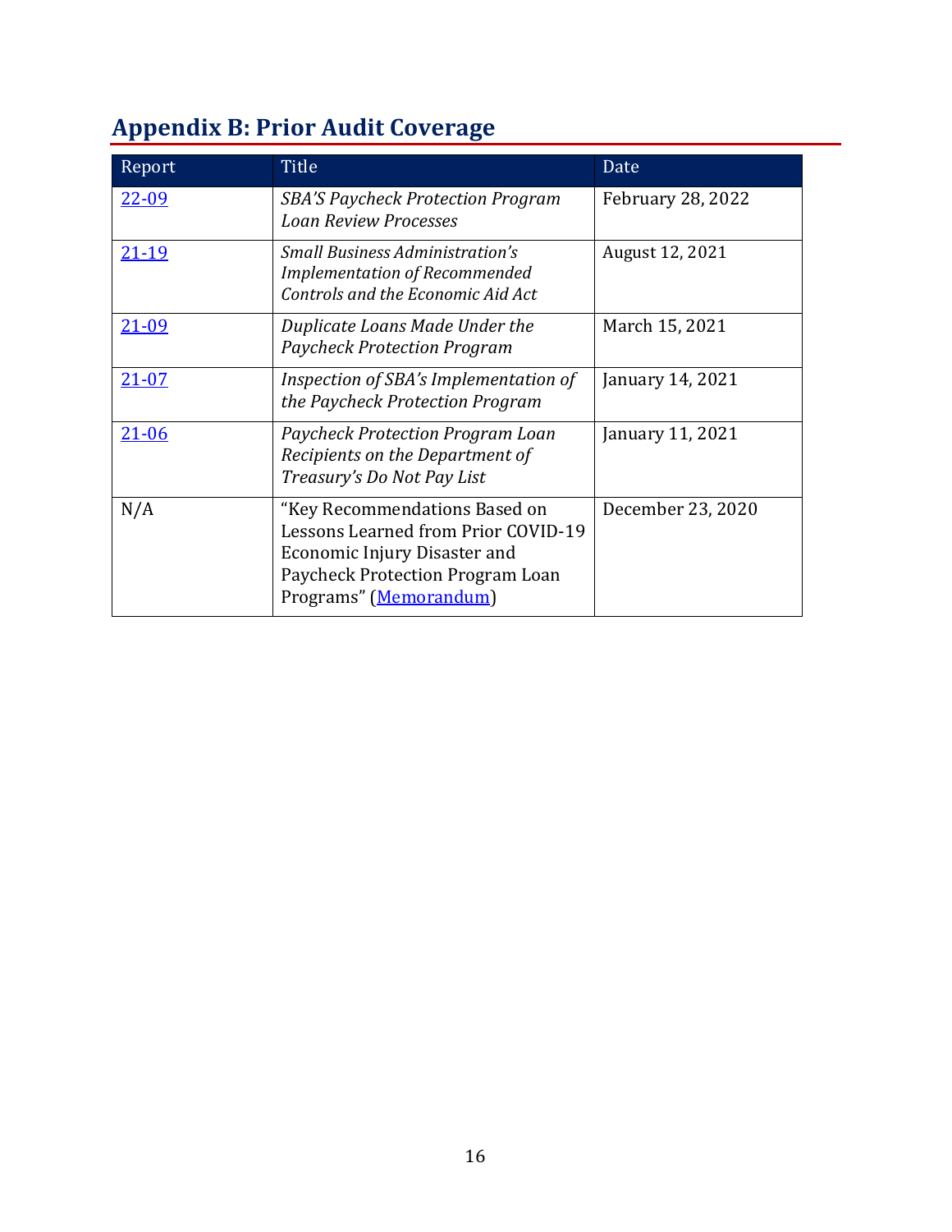## Appendix B: Prior Audit Coverage

| Report | Title | Date |
|---|---|---|
| 22-09 | *SBA'S Paycheck Protection Program Loan Review Processes* | February 28, 2022 |
| 21-19 | *Small Business Administration's Implementation of Recommended Controls and the Economic Aid Act* | August 12, 2021 |
| 21-09 | *Duplicate Loans Made Under the Paycheck Protection Program* | March 15, 2021 |
| 21-07 | *Inspection of SBA's Implementation of the Paycheck Protection Program* | January 14, 2021 |
| 21-06 | *Paycheck Protection Program Loan Recipients on the Department of Treasury's Do Not Pay List* | January 11, 2021 |
| N/A | "Key Recommendations Based on Lessons Learned from Prior COVID-19 Economic Injury Disaster and Paycheck Protection Program Loan Programs" (Memorandum) | December 23, 2020 |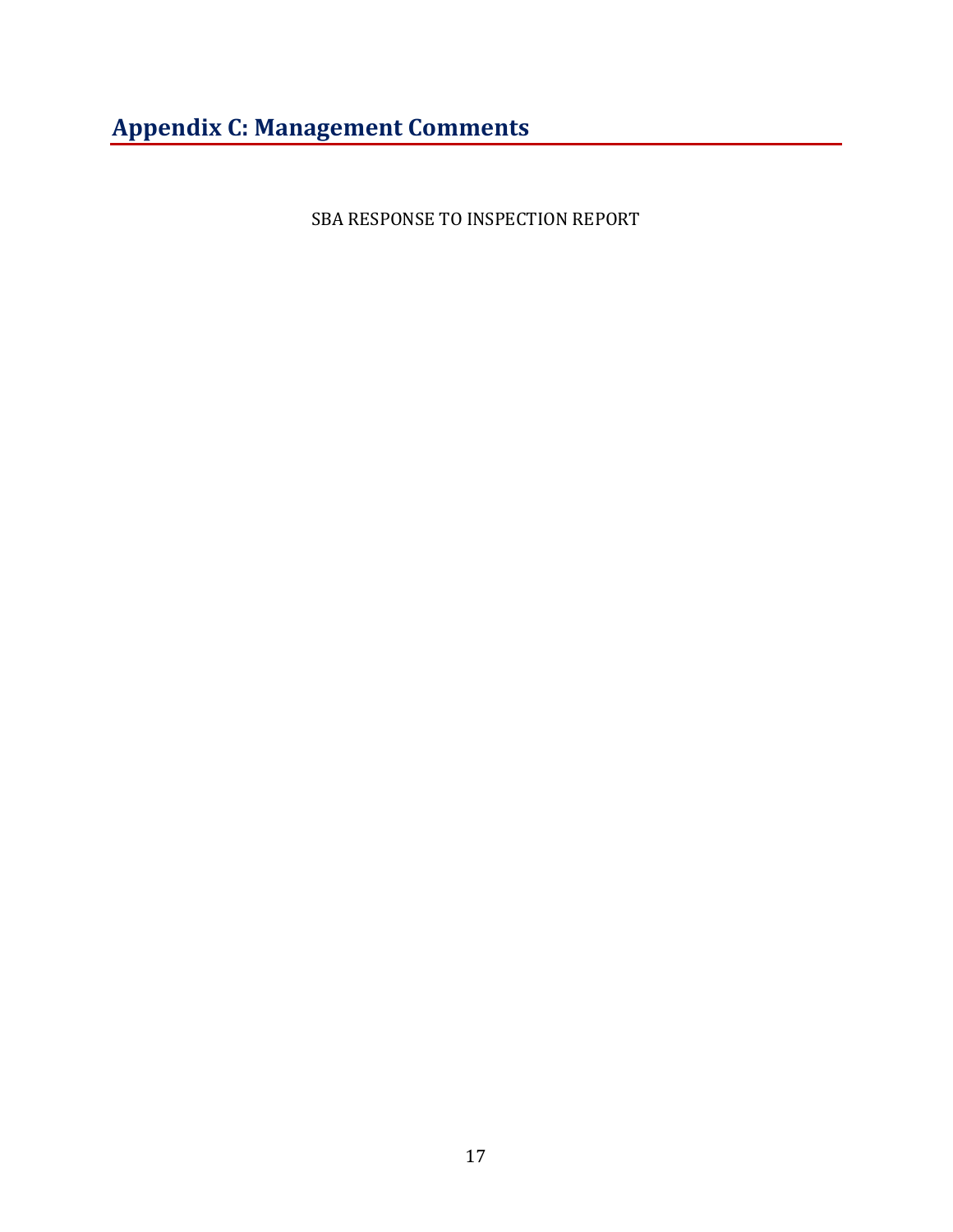## Appendix C: Management Comments

SBA RESPONSE TO INSPECTION REPORT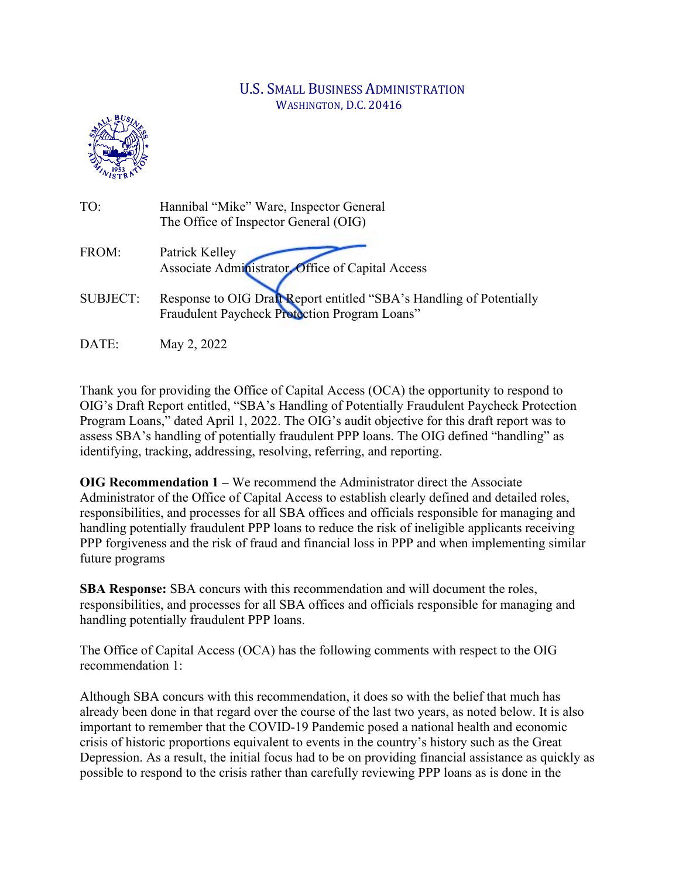U.S. SMALL BUSINESS ADMINISTRATION
WASHINGTON, D.C. 20416

| | |
|---|---|
| TO: | Hannibal "Mike" Ware, Inspector General<br>The Office of Inspector General (OIG) |
| FROM: | Patrick Kelley<br>Associate Administrator, Office of Capital Access |
| SUBJECT: | Response to OIG Draft Report entitled "SBA's Handling of Potentially Fraudulent Paycheck Protection Program Loans" |
| DATE: | May 2, 2022 |

Thank you for providing the Office of Capital Access (OCA) the opportunity to respond to OIG's Draft Report entitled, "SBA's Handling of Potentially Fraudulent Paycheck Protection Program Loans," dated April 1, 2022. The OIG's audit objective for this draft report was to assess SBA's handling of potentially fraudulent PPP loans. The OIG defined "handling" as identifying, tracking, addressing, resolving, referring, and reporting.

**OIG Recommendation 1 –** We recommend the Administrator direct the Associate Administrator of the Office of Capital Access to establish clearly defined and detailed roles, responsibilities, and processes for all SBA offices and officials responsible for managing and handling potentially fraudulent PPP loans to reduce the risk of ineligible applicants receiving PPP forgiveness and the risk of fraud and financial loss in PPP and when implementing similar future programs

**SBA Response:** SBA concurs with this recommendation and will document the roles, responsibilities, and processes for all SBA offices and officials responsible for managing and handling potentially fraudulent PPP loans.

The Office of Capital Access (OCA) has the following comments with respect to the OIG recommendation 1:

Although SBA concurs with this recommendation, it does so with the belief that much has already been done in that regard over the course of the last two years, as noted below. It is also important to remember that the COVID-19 Pandemic posed a national health and economic crisis of historic proportions equivalent to events in the country's history such as the Great Depression. As a result, the initial focus had to be on providing financial assistance as quickly as possible to respond to the crisis rather than carefully reviewing PPP loans as is done in the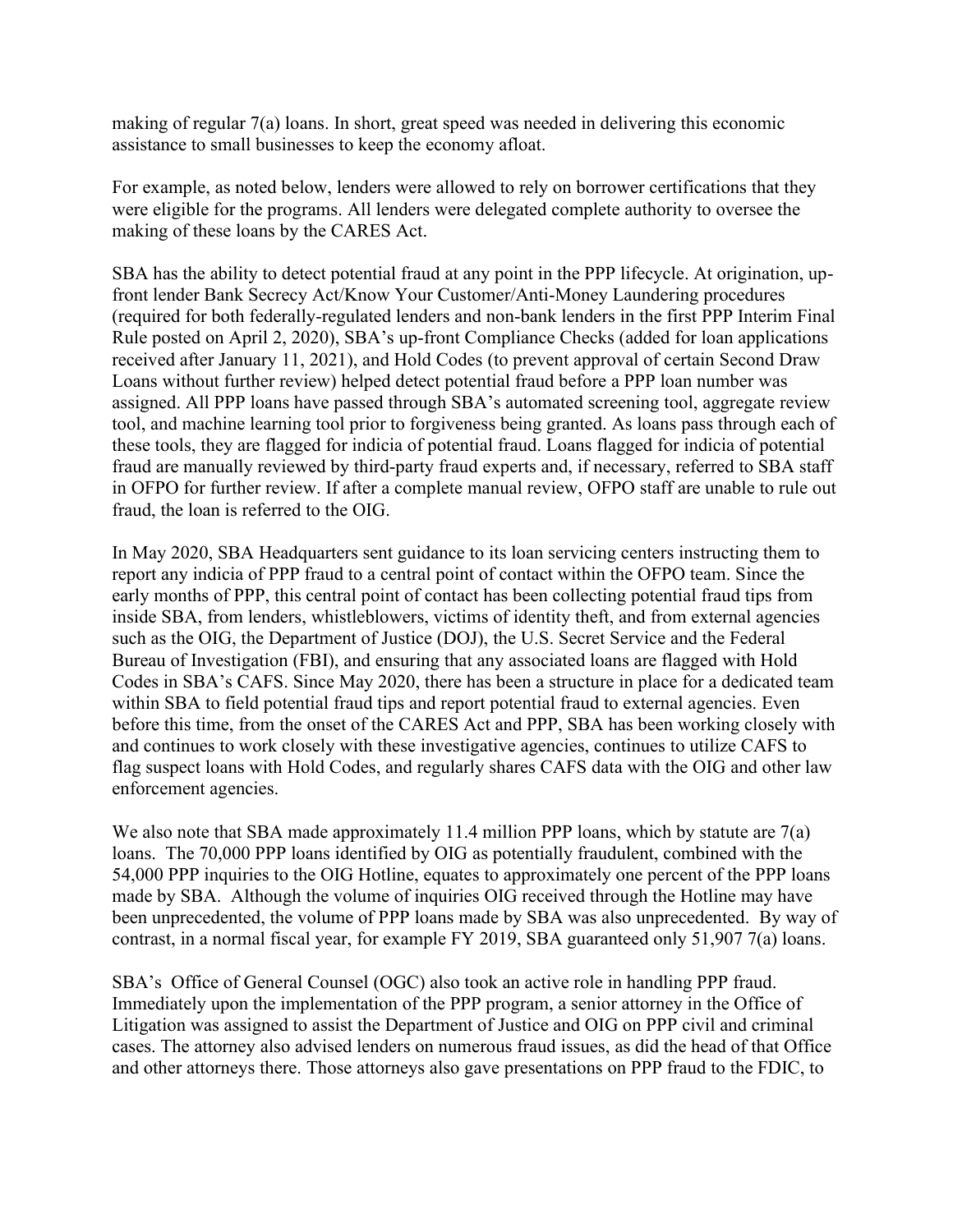making of regular 7(a) loans. In short, great speed was needed in delivering this economic assistance to small businesses to keep the economy afloat.

For example, as noted below, lenders were allowed to rely on borrower certifications that they were eligible for the programs. All lenders were delegated complete authority to oversee the making of these loans by the CARES Act.

SBA has the ability to detect potential fraud at any point in the PPP lifecycle. At origination, up-front lender Bank Secrecy Act/Know Your Customer/Anti-Money Laundering procedures (required for both federally-regulated lenders and non-bank lenders in the first PPP Interim Final Rule posted on April 2, 2020), SBA's up-front Compliance Checks (added for loan applications received after January 11, 2021), and Hold Codes (to prevent approval of certain Second Draw Loans without further review) helped detect potential fraud before a PPP loan number was assigned. All PPP loans have passed through SBA's automated screening tool, aggregate review tool, and machine learning tool prior to forgiveness being granted. As loans pass through each of these tools, they are flagged for indicia of potential fraud. Loans flagged for indicia of potential fraud are manually reviewed by third-party fraud experts and, if necessary, referred to SBA staff in OFPO for further review. If after a complete manual review, OFPO staff are unable to rule out fraud, the loan is referred to the OIG.

In May 2020, SBA Headquarters sent guidance to its loan servicing centers instructing them to report any indicia of PPP fraud to a central point of contact within the OFPO team. Since the early months of PPP, this central point of contact has been collecting potential fraud tips from inside SBA, from lenders, whistleblowers, victims of identity theft, and from external agencies such as the OIG, the Department of Justice (DOJ), the U.S. Secret Service and the Federal Bureau of Investigation (FBI), and ensuring that any associated loans are flagged with Hold Codes in SBA's CAFS. Since May 2020, there has been a structure in place for a dedicated team within SBA to field potential fraud tips and report potential fraud to external agencies. Even before this time, from the onset of the CARES Act and PPP, SBA has been working closely with and continues to work closely with these investigative agencies, continues to utilize CAFS to flag suspect loans with Hold Codes, and regularly shares CAFS data with the OIG and other law enforcement agencies.

We also note that SBA made approximately 11.4 million PPP loans, which by statute are 7(a) loans. The 70,000 PPP loans identified by OIG as potentially fraudulent, combined with the 54,000 PPP inquiries to the OIG Hotline, equates to approximately one percent of the PPP loans made by SBA. Although the volume of inquiries OIG received through the Hotline may have been unprecedented, the volume of PPP loans made by SBA was also unprecedented. By way of contrast, in a normal fiscal year, for example FY 2019, SBA guaranteed only 51,907 7(a) loans.

SBA's Office of General Counsel (OGC) also took an active role in handling PPP fraud. Immediately upon the implementation of the PPP program, a senior attorney in the Office of Litigation was assigned to assist the Department of Justice and OIG on PPP civil and criminal cases. The attorney also advised lenders on numerous fraud issues, as did the head of that Office and other attorneys there. Those attorneys also gave presentations on PPP fraud to the FDIC, to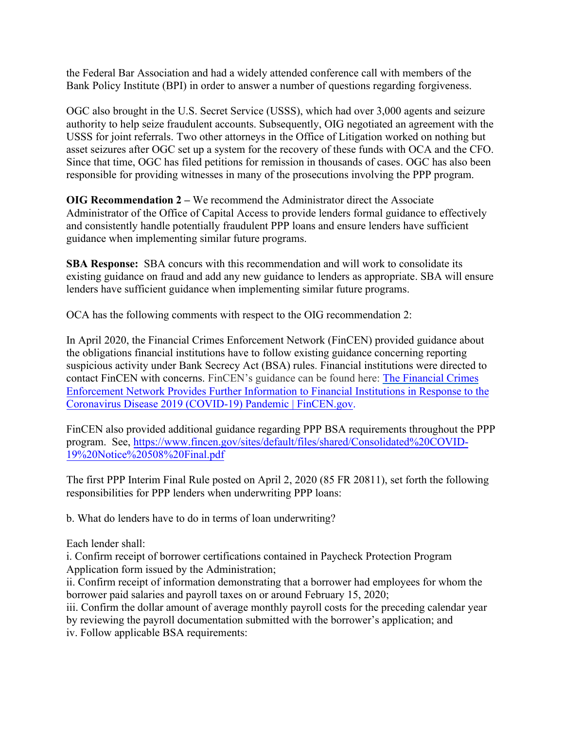the Federal Bar Association and had a widely attended conference call with members of the Bank Policy Institute (BPI) in order to answer a number of questions regarding forgiveness.

OGC also brought in the U.S. Secret Service (USSS), which had over 3,000 agents and seizure authority to help seize fraudulent accounts. Subsequently, OIG negotiated an agreement with the USSS for joint referrals. Two other attorneys in the Office of Litigation worked on nothing but asset seizures after OGC set up a system for the recovery of these funds with OCA and the CFO. Since that time, OGC has filed petitions for remission in thousands of cases. OGC has also been responsible for providing witnesses in many of the prosecutions involving the PPP program.

**OIG Recommendation 2 –** We recommend the Administrator direct the Associate Administrator of the Office of Capital Access to provide lenders formal guidance to effectively and consistently handle potentially fraudulent PPP loans and ensure lenders have sufficient guidance when implementing similar future programs.

**SBA Response:** SBA concurs with this recommendation and will work to consolidate its existing guidance on fraud and add any new guidance to lenders as appropriate. SBA will ensure lenders have sufficient guidance when implementing similar future programs.

OCA has the following comments with respect to the OIG recommendation 2:

In April 2020, the Financial Crimes Enforcement Network (FinCEN) provided guidance about the obligations financial institutions have to follow existing guidance concerning reporting suspicious activity under Bank Secrecy Act (BSA) rules. Financial institutions were directed to contact FinCEN with concerns. FinCEN's guidance can be found here: [The Financial Crimes Enforcement Network Provides Further Information to Financial Institutions in Response to the Coronavirus Disease 2019 (COVID-19) Pandemic | FinCEN.gov](The Financial Crimes Enforcement Network Provides Further Information to Financial Institutions in Response to the Coronavirus Disease 2019 (COVID-19) Pandemic | FinCEN.gov).

FinCEN also provided additional guidance regarding PPP BSA requirements throughout the PPP program. See, https://www.fincen.gov/sites/default/files/shared/Consolidated%20COVID-19%20Notice%20508%20Final.pdf

The first PPP Interim Final Rule posted on April 2, 2020 (85 FR 20811), set forth the following responsibilities for PPP lenders when underwriting PPP loans:

b. What do lenders have to do in terms of loan underwriting?

Each lender shall:
i. Confirm receipt of borrower certifications contained in Paycheck Protection Program Application form issued by the Administration;
ii. Confirm receipt of information demonstrating that a borrower had employees for whom the borrower paid salaries and payroll taxes on or around February 15, 2020;
iii. Confirm the dollar amount of average monthly payroll costs for the preceding calendar year by reviewing the payroll documentation submitted with the borrower's application; and
iv. Follow applicable BSA requirements: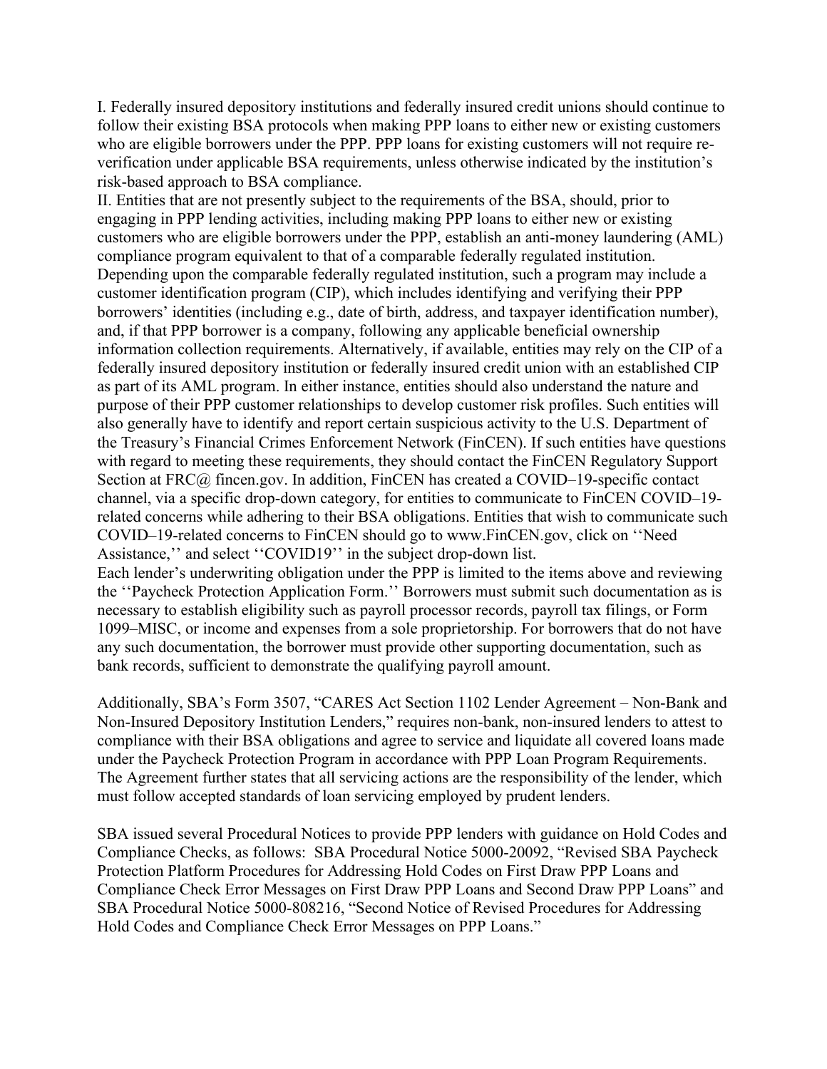I. Federally insured depository institutions and federally insured credit unions should continue to follow their existing BSA protocols when making PPP loans to either new or existing customers who are eligible borrowers under the PPP. PPP loans for existing customers will not require re-verification under applicable BSA requirements, unless otherwise indicated by the institution's risk-based approach to BSA compliance.

II. Entities that are not presently subject to the requirements of the BSA, should, prior to engaging in PPP lending activities, including making PPP loans to either new or existing customers who are eligible borrowers under the PPP, establish an anti-money laundering (AML) compliance program equivalent to that of a comparable federally regulated institution. Depending upon the comparable federally regulated institution, such a program may include a customer identification program (CIP), which includes identifying and verifying their PPP borrowers' identities (including e.g., date of birth, address, and taxpayer identification number), and, if that PPP borrower is a company, following any applicable beneficial ownership information collection requirements. Alternatively, if available, entities may rely on the CIP of a federally insured depository institution or federally insured credit union with an established CIP as part of its AML program. In either instance, entities should also understand the nature and purpose of their PPP customer relationships to develop customer risk profiles. Such entities will also generally have to identify and report certain suspicious activity to the U.S. Department of the Treasury's Financial Crimes Enforcement Network (FinCEN). If such entities have questions with regard to meeting these requirements, they should contact the FinCEN Regulatory Support Section at FRC@ fincen.gov. In addition, FinCEN has created a COVID–19-specific contact channel, via a specific drop-down category, for entities to communicate to FinCEN COVID–19-related concerns while adhering to their BSA obligations. Entities that wish to communicate such COVID–19-related concerns to FinCEN should go to www.FinCEN.gov, click on ''Need Assistance,'' and select ''COVID19'' in the subject drop-down list.

Each lender's underwriting obligation under the PPP is limited to the items above and reviewing the ''Paycheck Protection Application Form.'' Borrowers must submit such documentation as is necessary to establish eligibility such as payroll processor records, payroll tax filings, or Form 1099–MISC, or income and expenses from a sole proprietorship. For borrowers that do not have any such documentation, the borrower must provide other supporting documentation, such as bank records, sufficient to demonstrate the qualifying payroll amount.

Additionally, SBA's Form 3507, "CARES Act Section 1102 Lender Agreement – Non-Bank and Non-Insured Depository Institution Lenders," requires non-bank, non-insured lenders to attest to compliance with their BSA obligations and agree to service and liquidate all covered loans made under the Paycheck Protection Program in accordance with PPP Loan Program Requirements. The Agreement further states that all servicing actions are the responsibility of the lender, which must follow accepted standards of loan servicing employed by prudent lenders.

SBA issued several Procedural Notices to provide PPP lenders with guidance on Hold Codes and Compliance Checks, as follows: SBA Procedural Notice 5000-20092, "Revised SBA Paycheck Protection Platform Procedures for Addressing Hold Codes on First Draw PPP Loans and Compliance Check Error Messages on First Draw PPP Loans and Second Draw PPP Loans" and SBA Procedural Notice 5000-808216, "Second Notice of Revised Procedures for Addressing Hold Codes and Compliance Check Error Messages on PPP Loans."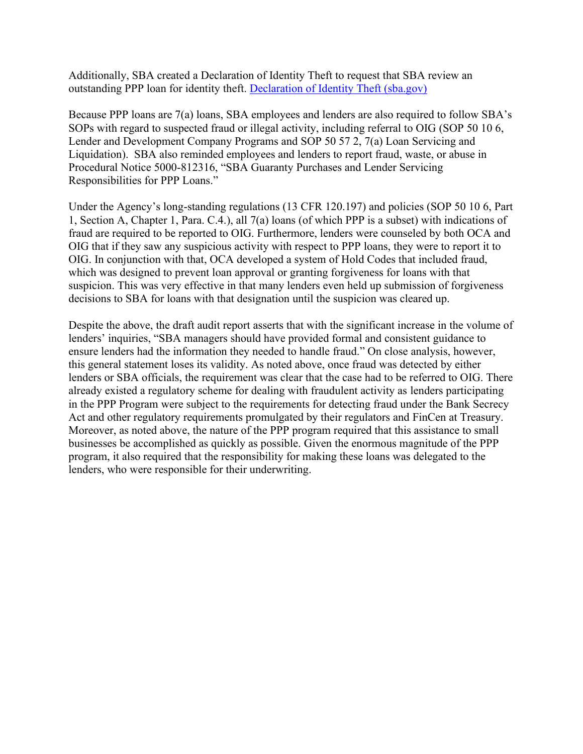Additionally, SBA created a Declaration of Identity Theft to request that SBA review an outstanding PPP loan for identity theft. [Declaration of Identity Theft (sba.gov)]

Because PPP loans are 7(a) loans, SBA employees and lenders are also required to follow SBA's SOPs with regard to suspected fraud or illegal activity, including referral to OIG (SOP 50 10 6, Lender and Development Company Programs and SOP 50 57 2, 7(a) Loan Servicing and Liquidation). SBA also reminded employees and lenders to report fraud, waste, or abuse in Procedural Notice 5000-812316, "SBA Guaranty Purchases and Lender Servicing Responsibilities for PPP Loans."

Under the Agency's long-standing regulations (13 CFR 120.197) and policies (SOP 50 10 6, Part 1, Section A, Chapter 1, Para. C.4.), all 7(a) loans (of which PPP is a subset) with indications of fraud are required to be reported to OIG. Furthermore, lenders were counseled by both OCA and OIG that if they saw any suspicious activity with respect to PPP loans, they were to report it to OIG. In conjunction with that, OCA developed a system of Hold Codes that included fraud, which was designed to prevent loan approval or granting forgiveness for loans with that suspicion. This was very effective in that many lenders even held up submission of forgiveness decisions to SBA for loans with that designation until the suspicion was cleared up.

Despite the above, the draft audit report asserts that with the significant increase in the volume of lenders' inquiries, "SBA managers should have provided formal and consistent guidance to ensure lenders had the information they needed to handle fraud." On close analysis, however, this general statement loses its validity. As noted above, once fraud was detected by either lenders or SBA officials, the requirement was clear that the case had to be referred to OIG. There already existed a regulatory scheme for dealing with fraudulent activity as lenders participating in the PPP Program were subject to the requirements for detecting fraud under the Bank Secrecy Act and other regulatory requirements promulgated by their regulators and FinCen at Treasury. Moreover, as noted above, the nature of the PPP program required that this assistance to small businesses be accomplished as quickly as possible. Given the enormous magnitude of the PPP program, it also required that the responsibility for making these loans was delegated to the lenders, who were responsible for their underwriting.